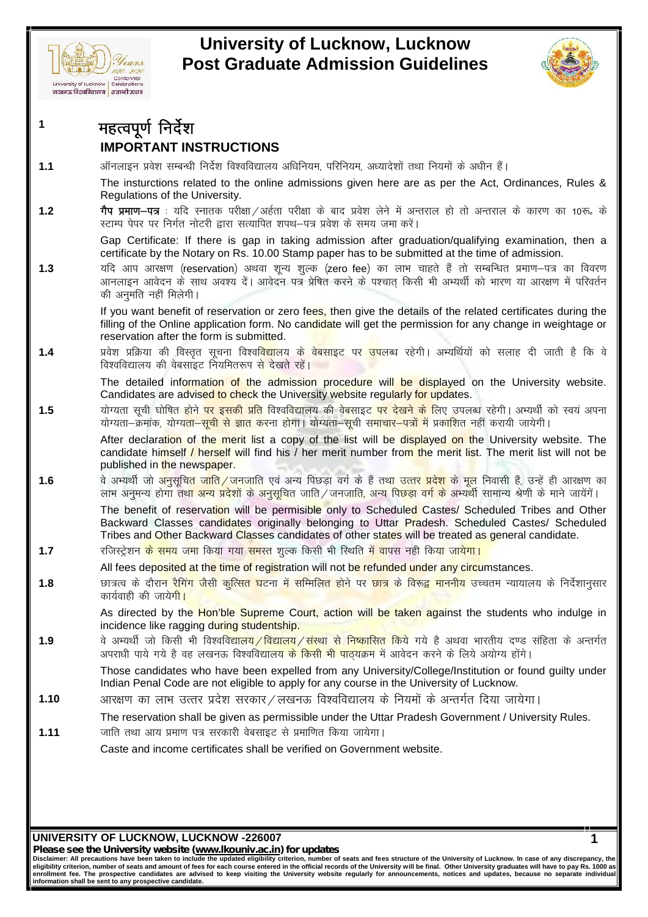# 1 महत्वपूर्ण निर्देश
## IMPORTANT INSTRUCTIONS

**1.1** ऑनलाइन प्रवेश सम्बन्धी निर्देश विश्वविद्यालय अधिनियम, परिनियम, अध्यादेशों तथा नियमों के अधीन हैं।

The insturctions related to the online admissions given here are as per the Act, Ordinances, Rules & Regulations of the University.

**1.2** **गैप प्रमाण–पत्र** : यदि स्नातक परीक्षा/अर्हता परीक्षा के बाद प्रवेश लेने में अन्तराल हो तो अन्तराल के कारण का 10रू॰ के स्टाम्प पेपर पर निर्गत नोटरी द्वारा सत्यापित शपथ–पत्र प्रवेश के समय जमा करें।

Gap Certificate: If there is gap in taking admission after graduation/qualifying examination, then a certificate by the Notary on Rs. 10.00 Stamp paper has to be submitted at the time of admission.

**1.3** यदि आप आरक्षण (reservation) अथवा शून्य शुल्क (zero fee) का लाभ चाहते हैं तो सम्बन्धित प्रमाण–पत्र का विवरण आनलाइन आवेदन के साथ अवश्य दें। आवेदन पत्र प्रेषित करने के पश्चात् किसी भी अभ्यर्थी को भारण या आरक्षण में परिवर्तन की अनुमति नहीं मिलेगी।

If you want benefit of reservation or zero fees, then give the details of the related certificates during the filling of the Online application form. No candidate will get the permission for any change in weightage or reservation after the form is submitted.

**1.4** प्रवेश प्रक्रिया की विस्तृत सूचना विश्वविद्यालय के वेबसाइट पर उपलब्ध रहेगी। अभ्यर्थियों को सलाह दी जाती है कि वे विश्वविद्यालय की वेबसाइट नियमितरूप से देखते रहें।

The detailed information of the admission procedure will be displayed on the University website. Candidates are advised to check the University website regularly for updates.

**1.5** योग्यता सूची घोषित होने पर इसकी प्रति विश्वविद्यालय की वेबसाइट पर देखने के लिए उपलब्ध रहेगी। अभ्यर्थी को स्वयं अपना योग्यता–क्रमांक, योग्यता–सूची से ज्ञात करना होगा। योग्यता–सूची समाचार–पत्रों में प्रकाशित नहीं करायी जायेगी।

After declaration of the merit list a copy of the list will be displayed on the University website. The candidate himself / herself will find his / her merit number from the merit list. The merit list will not be published in the newspaper.

**1.6** वे अभ्यर्थी जो अनुसूचित जाति/जनजाति एवं अन्य पिछड़ा वर्ग के हैं तथा उत्तर प्रदेश के मूल निवासी हैं, उन्हें ही आरक्षण का लाभ अनुमन्य होगा तथा अन्य प्रदेशों के अनुसूचित जाति/जनजाति, अन्य पिछड़ा वर्ग के अभ्यर्थी सामान्य श्रेणी के माने जायेंगें।

The benefit of reservation will be permisible only to Scheduled Castes/ Scheduled Tribes and Other Backward Classes candidates originally belonging to Uttar Pradesh. Scheduled Castes/ Scheduled Tribes and Other Backward Classes candidates of other states will be treated as general candidate.

**1.7** रजिस्ट्रेशन के समय जमा किया गया समस्त शुल्क किसी भी स्थिति में वापस नही किया जायेगा।

All fees deposited at the time of registration will not be refunded under any circumstances.

**1.8** छात्रत्व के दौरान रैगिंग जैसी कुत्सित घटना में सम्मिलित होने पर छात्र के विरूद्व माननीय उच्चतम न्यायालय के निर्देशानुसार कार्यवाही की जायेगी।

As directed by the Hon'ble Supreme Court, action will be taken against the students who indulge in incidence like ragging during studentship.

**1.9** वे अभ्यर्थी जो किसी भी विश्वविद्यालय/विद्यालय/संस्था से निष्कासित किये गये है अथवा भारतीय दण्ड संहिता के अन्तर्गत अपराधी पाये गये है वह लखनऊ विश्वविद्यालय के किसी भी पाठ्यक्रम में आवेदन करने के लिये अयोग्य होंगे।

Those candidates who have been expelled from any University/College/Institution or found guilty under Indian Penal Code are not eligible to apply for any course in the University of Lucknow.

**1.10** आरक्षण का लाभ उत्तर प्रदेश सरकार/लखनऊ विश्वविद्यालय के नियमों के अन्तर्गत दिया जायेगा।

The reservation shall be given as permissible under the Uttar Pradesh Government / University Rules.

**1.11** जाति तथा आय प्रमाण पत्र सरकारी वेबसाइट से प्रमाणित किया जायेगा।

Caste and income certificates shall be verified on Government website.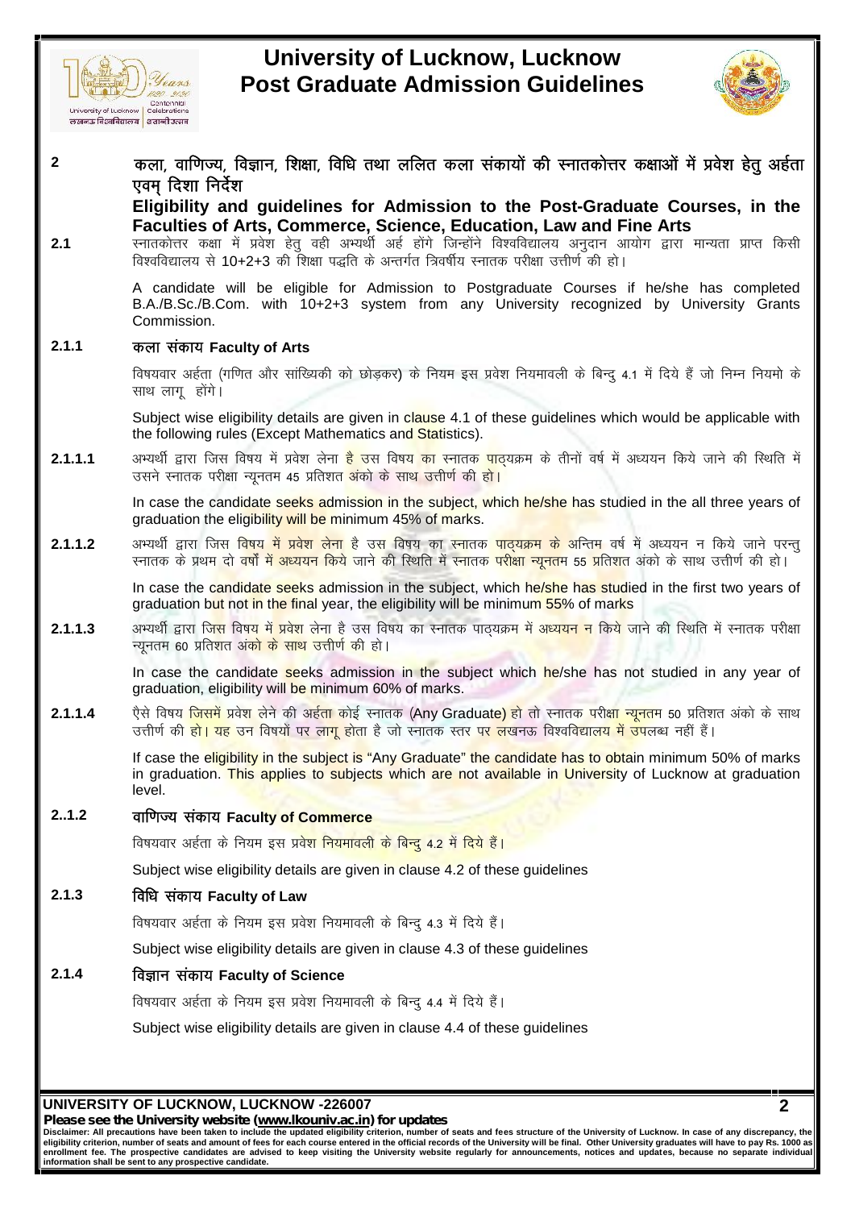## 2 कला, वाणिज्य, विज्ञान, शिक्षा, विधि तथा ललित कला संकायों की स्नातकोत्तर कक्षाओं में प्रवेश हेतु अर्हता एवम् दिशा निर्देश

## Eligibility and guidelines for Admission to the Post-Graduate Courses, in the Faculties of Arts, Commerce, Science, Education, Law and Fine Arts

**2.1** स्नातकोत्तर कक्षा में प्रवेश हेतु वही अभ्यर्थी अर्ह होंगे जिन्होंने विश्वविद्यालय अनुदान आयोग द्वारा मान्यता प्राप्त किसी विश्वविद्यालय से 10+2+3 की शिक्षा पद्धति के अन्तर्गत त्रिवर्षीय स्नातक परीक्षा उत्तीर्ण की हो।

A candidate will be eligible for Admission to Postgraduate Courses if he/she has completed B.A./B.Sc./B.Com. with 10+2+3 system from any University recognized by University Grants Commission.

### 2.1.1 कला संकाय Faculty of Arts

विषयवार अर्हता (गणित और सांख्यिकी को छोड़कर) के नियम इस प्रवेश नियमावली के बिन्दु 4.1 में दिये हैं जो निम्न नियमो के साथ लागू होंगे।

Subject wise eligibility details are given in clause 4.1 of these guidelines which would be applicable with the following rules (Except Mathematics and Statistics).

**2.1.1.1** अभ्यर्थी द्वारा जिस विषय में प्रवेश लेना है उस विषय का स्नातक पाठ्यक्रम के तीनों वर्ष में अध्ययन किये जाने की स्थिति में उसने स्नातक परीक्षा न्यूनतम 45 प्रतिशत अंको के साथ उत्तीर्ण की हो।

In case the candidate seeks admission in the subject, which he/she has studied in the all three years of graduation the eligibility will be minimum 45% of marks.

**2.1.1.2** अभ्यर्थी द्वारा जिस विषय में प्रवेश लेना है उस विषय का स्नातक पाठ्यक्रम के अन्तिम वर्ष में अध्ययन न किये जाने परन्तु स्नातक के प्रथम दो वर्षों में अध्ययन किये जाने की स्थिति में स्नातक परीक्षा न्यूनतम 55 प्रतिशत अंको के साथ उत्तीर्ण की हो।

In case the candidate seeks admission in the subject, which he/she has studied in the first two years of graduation but not in the final year, the eligibility will be minimum 55% of marks

**2.1.1.3** अभ्यर्थी द्वारा जिस विषय में प्रवेश लेना है उस विषय का स्नातक पाठ्यक्रम में अध्ययन न किये जाने की स्थिति में स्नातक परीक्षा न्यूनतम 60 प्रतिशत अंको के साथ उत्तीर्ण की हो।

In case the candidate seeks admission in the subject which he/she has not studied in any year of graduation, eligibility will be minimum 60% of marks.

**2.1.1.4** ऐसे विषय जिसमें प्रवेश लेने की अर्हता कोई स्नातक (Any Graduate) हो तो स्नातक परीक्षा न्यूनतम 50 प्रतिशत अंको के साथ उत्तीर्ण की हो। यह उन विषयों पर लागू होता है जो स्नातक स्तर पर लखनऊ विश्वविद्यालय में उपलब्ध नहीं हैं।

If case the eligibility in the subject is "Any Graduate" the candidate has to obtain minimum 50% of marks in graduation. This applies to subjects which are not available in University of Lucknow at graduation level.

### 2..1.2 वाणिज्य संकाय Faculty of Commerce

विषयवार अर्हता के नियम इस प्रवेश नियमावली के बिन्दु 4.2 में दिये हैं।

Subject wise eligibility details are given in clause 4.2 of these guidelines

### 2.1.3 विधि संकाय Faculty of Law

विषयवार अर्हता के नियम इस प्रवेश नियमावली के बिन्दु 4.3 में दिये हैं।

Subject wise eligibility details are given in clause 4.3 of these guidelines

### 2.1.4 विज्ञान संकाय Faculty of Science

विषयवार अर्हता के नियम इस प्रवेश नियमावली के बिन्दु 4.4 में दिये हैं।

Subject wise eligibility details are given in clause 4.4 of these guidelines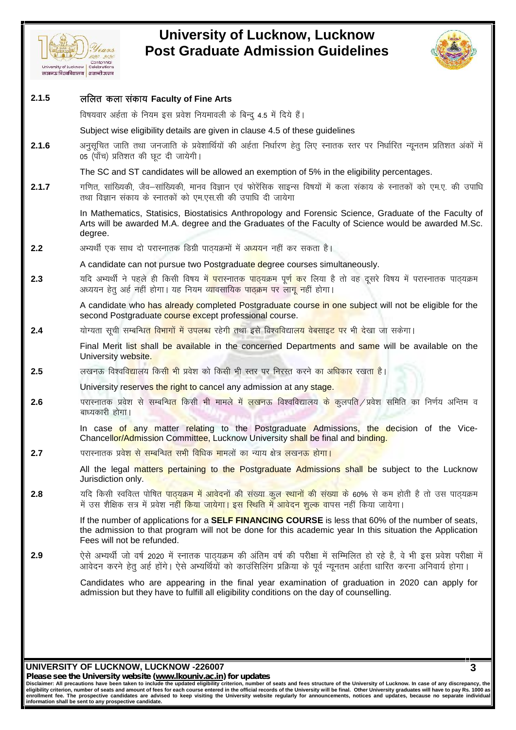**2.1.5 ललित कला संकाय Faculty of Fine Arts**

विषयवार अर्हता के नियम इस प्रवेश नियमावली के बिन्दु 4.5 में दिये हैं।

Subject wise eligibility details are given in clause 4.5 of these guidelines

**2.1.6** अनुसूचित जाति तथा जनजाति के प्रवेशार्थियों की अर्हता निर्धारण हेतु लिए स्नातक स्तर पर निर्धारित न्यूनतम प्रतिशत अंकों में 05 (पाँच) प्रतिशत की छूट दी जायेगी।

The SC and ST candidates will be allowed an exemption of 5% in the eligibility percentages.

**2.1.7** गणित, सांख्यिकी, जैव–सांख्यिकी, मानव विज्ञान एवं फोरेंसिक साइन्स विषयों में कला संकाय के स्नातकों को एम.ए. की उपाधि तथा विज्ञान संकाय के स्नातकों को एम.एस.सी की उपाधि दी जायेगा

In Mathematics, Statisics, Biostatisics Anthropology and Forensic Science, Graduate of the Faculty of Arts will be awarded M.A. degree and the Graduates of the Faculty of Science would be awarded M.Sc. degree.

**2.2** अभ्यर्थी एक साथ दो परास्नातक डिग्री पाठ्यक्रमों में अध्ययन नहीं कर सकता है।

A candidate can not pursue two Postgraduate degree courses simultaneously.

**2.3** यदि अभ्यर्थी ने पहले ही किसी विषय में परास्नातक पाठ्यक्रम पूर्ण कर लिया है तो वह दूसरे विषय में परास्नातक पाठ्यक्रम अध्ययन हेतु अर्ह नहीं होगा। यह नियम व्यावसायिक पाठ्क्रम पर लागू नहीं होगा।

A candidate who has already completed Postgraduate course in one subject will not be eligible for the second Postgraduate course except professional course.

**2.4** योग्यता सूची सम्बन्धित विभागों में उपलब्ध रहेगी तथा इसे विश्वविद्यालय वेबसाइट पर भी देखा जा सकेगा।

Final Merit list shall be available in the concerned Departments and same will be available on the University website.

**2.5** लखनऊ विश्वविद्यालय किसी भी प्रवेश को किसी भी स्तर पर निरस्त करने का अधिकार रखता है।

University reserves the right to cancel any admission at any stage.

**2.6** परास्नातक प्रवेश से सम्बन्धित किसी भी मामले में लखनऊ विश्वविद्यालय के कुलपति/प्रवेश समिति का निर्णय अन्तिम व बाध्यकारी होगा।

In case of any matter relating to the Postgraduate Admissions, the decision of the Vice-Chancellor/Admission Committee, Lucknow University shall be final and binding.

**2.7** परास्नातक प्रवेश से सम्बन्धित सभी विधिक मामलों का न्याय क्षेत्र लखनऊ होगा।

All the legal matters pertaining to the Postgraduate Admissions shall be subject to the Lucknow Jurisdiction only.

**2.8** यदि किसी स्ववित्त पोषित पाठ्यक्रम में आवेदनों की संख्या कुल स्थानों की संख्या के 60% से कम होती है तो उस पाठ्यक्रम में उस शैक्षिक सत्र में प्रवेश नहीं किया जायेगा। इस स्थिति में आवेदन शुल्क वापस नहीं किया जायेगा।

If the number of applications for a **SELF FINANCING COURSE** is less that 60% of the number of seats, the admission to that program will not be done for this academic year In this situation the Application Fees will not be refunded.

**2.9** ऐसे अभ्यर्थी जो वर्ष 2020 में स्नातक पाठ्यक्रम की अंतिम वर्ष की परीक्षा में सम्मिलित हो रहे है, वे भी इस प्रवेश परीक्षा में आवेदन करने हेतु अर्ह होंगे। ऐसे अभ्यर्थियों को काउंसिलिंग प्रक्रिया के पूर्व न्यूनतम अर्हता धारित करना अनिवार्य होगा।

Candidates who are appearing in the final year examination of graduation in 2020 can apply for admission but they have to fulfill all eligibility conditions on the day of counselling.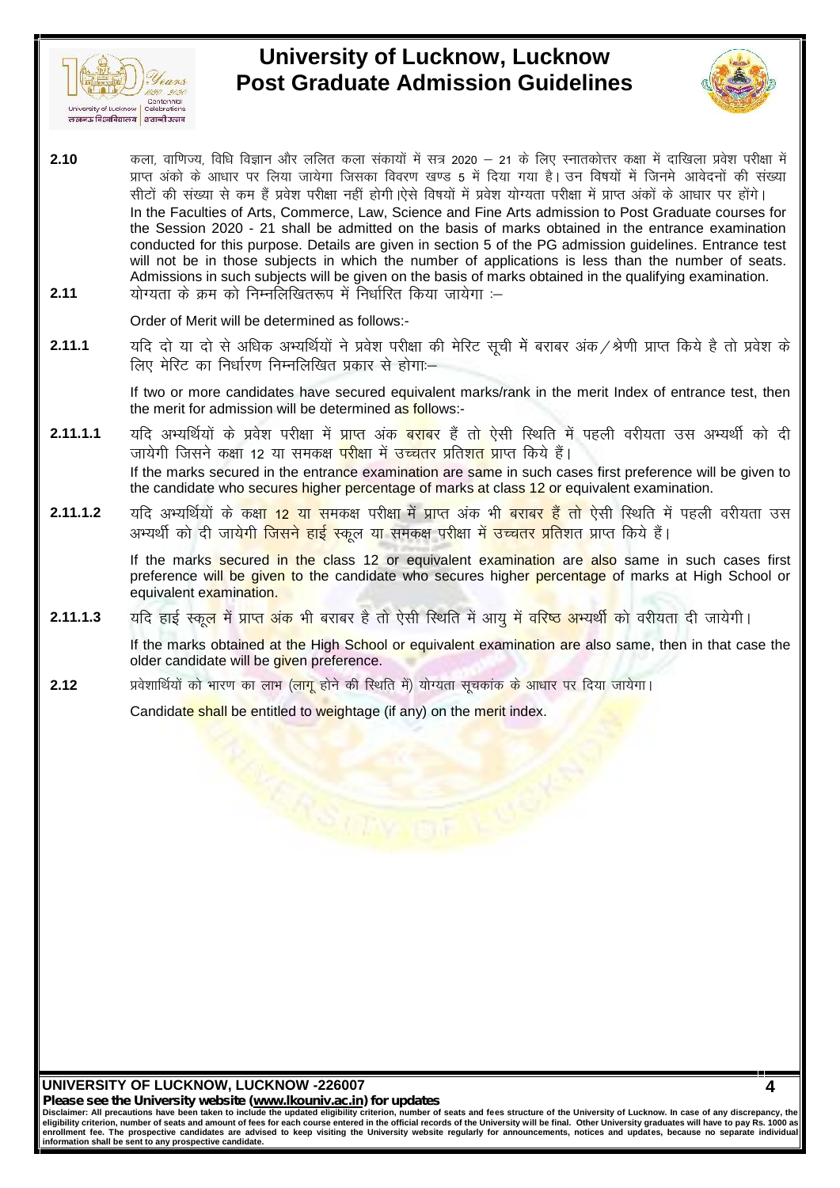**2.10** कला, वाणिज्य, विधि विज्ञान और ललित कला संकायों में सत्र 2020 – 21 के लिए स्नातकोत्तर कक्षा में दाखिला प्रवेश परीक्षा में प्राप्त अंको के आधार पर लिया जायेगा जिसका विवरण खण्ड 5 में दिया गया है। उन विषयों में जिनमे आवेदनों की संख्या सीटों की संख्या से कम हैं प्रवेश परीक्षा नहीं होगी।ऐसे विषयों में प्रवेश योग्यता परीक्षा में प्राप्त अंकों के आधार पर होंगे।

In the Faculties of Arts, Commerce, Law, Science and Fine Arts admission to Post Graduate courses for the Session 2020 - 21 shall be admitted on the basis of marks obtained in the entrance examination conducted for this purpose. Details are given in section 5 of the PG admission guidelines. Entrance test will not be in those subjects in which the number of applications is less than the number of seats. Admissions in such subjects will be given on the basis of marks obtained in the qualifying examination.

**2.11** योग्यता के क्रम को निम्नलिखितरूप में निर्धारित किया जायेगा :–

Order of Merit will be determined as follows:-

**2.11.1** यदि दो या दो से अधिक अभ्यर्थियों ने प्रवेश परीक्षा की मेरिट सूची में बराबर अंक / श्रेणी प्राप्त किये है तो प्रवेश के लिए मेरिट का निर्धारण निम्नलिखित प्रकार से होगा:–

If two or more candidates have secured equivalent marks/rank in the merit Index of entrance test, then the merit for admission will be determined as follows:-

**2.11.1.1** यदि अभ्यर्थियों के प्रवेश परीक्षा में प्राप्त अंक बराबर हैं तो ऐसी स्थिति में पहली वरीयता उस अभ्यर्थी को दी जायेगी जिसने कक्षा 12 या समकक्ष परीक्षा में उच्चतर प्रतिशत प्राप्त किये हैं।

If the marks secured in the entrance examination are same in such cases first preference will be given to the candidate who secures higher percentage of marks at class 12 or equivalent examination.

**2.11.1.2** यदि अभ्यर्थियों के कक्षा 12 या समकक्ष परीक्षा में प्राप्त अंक भी बराबर हैं तो ऐसी स्थिति में पहली वरीयता उस अभ्यर्थी को दी जायेगी जिसने हाई स्कूल या समकक्ष परीक्षा में उच्चतर प्रतिशत प्राप्त किये हैं।

If the marks secured in the class 12 or equivalent examination are also same in such cases first preference will be given to the candidate who secures higher percentage of marks at High School or equivalent examination.

**2.11.1.3** यदि हाई स्कूल में प्राप्त अंक भी बराबर है तो ऐसी स्थिति में आयु में वरिष्ठ अभ्यर्थी को वरीयता दी जायेगी।

If the marks obtained at the High School or equivalent examination are also same, then in that case the older candidate will be given preference.

**2.12** प्रवेशार्थियों को भारण का लाभ (लागू होने की स्थिति में) योग्यता सूचकांक के आधार पर दिया जायेगा।

Candidate shall be entitled to weightage (if any) on the merit index.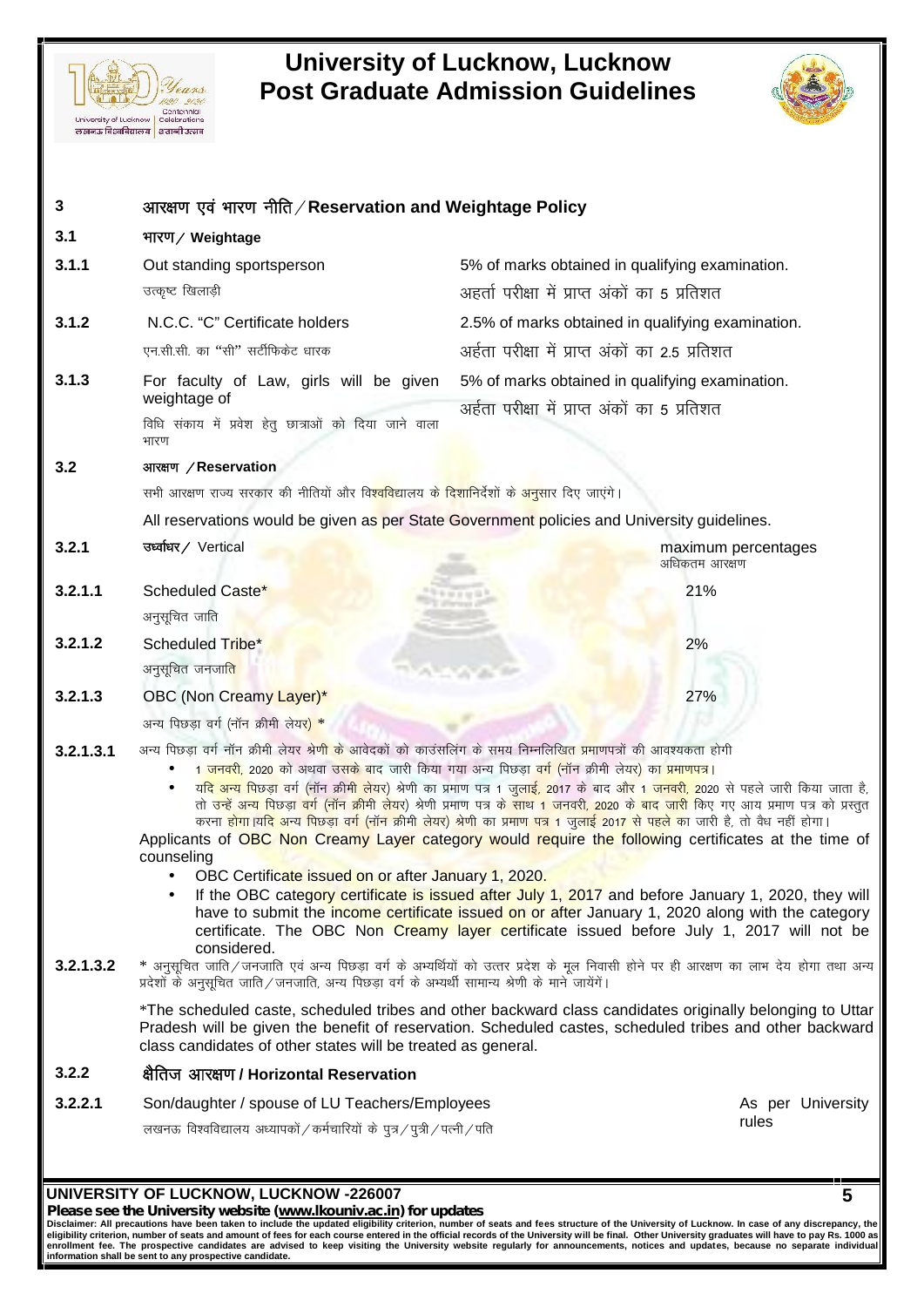## 3 आरक्षण एवं भारण नीति / Reservation and Weightage Policy

### 3.1 भारण / Weightage

| | | |
|---|---|---|
| **3.1.1** | Out standing sportsperson<br>उत्कृष्ट खिलाड़ी | 5% of marks obtained in qualifying examination.<br>अहर्ता परीक्षा में प्राप्त अंकों का 5 प्रतिशत |
| **3.1.2** | N.C.C. "C" Certificate holders<br>एन.सी.सी. का "सी" सर्टीफिकेट धारक | 2.5% of marks obtained in qualifying examination.<br>अर्हता परीक्षा में प्राप्त अंकों का 2.5 प्रतिशत |
| **3.1.3** | For faculty of Law, girls will be given weightage of<br>विधि संकाय में प्रवेश हेतु छात्राओं को दिया जाने वाला भारण | 5% of marks obtained in qualifying examination.<br>अर्हता परीक्षा में प्राप्त अंकों का 5 प्रतिशत |

### 3.2 आरक्षण / Reservation

सभी आरक्षण राज्य सरकार की नीतियों और विश्वविद्यालय के दिशानिर्देशों के अनुसार दिए जाएंगे।

All reservations would be given as per State Government policies and University guidelines.

| | | |
|---|---|---|
| **3.2.1** | उर्ध्वाधर / Vertical | maximum percentages<br>अधिकतम आरक्षण |
| **3.2.1.1** | Scheduled Caste*<br>अनुसूचित जाति | 21% |
| **3.2.1.2** | Scheduled Tribe*<br>अनुसूचित जनजाति | 2% |
| **3.2.1.3** | OBC (Non Creamy Layer)*<br>अन्य पिछड़ा वर्ग (नॉन क्रीमी लेयर) * | 27% |

**3.2.1.3.1** अन्य पिछड़ा वर्ग नॉन क्रीमी लेयर श्रेणी के आवेदकों को काउंसलिंग के समय निम्नलिखित प्रमाणपत्रों की आवश्यकता होगी

- 1 जनवरी, 2020 को अथवा उसके बाद जारी किया गया अन्य पिछड़ा वर्ग (नॉन क्रीमी लेयर) का प्रमाणपत्र।
- यदि अन्य पिछड़ा वर्ग (नॉन क्रीमी लेयर) श्रेणी का प्रमाण पत्र 1 जुलाई, 2017 के बाद और 1 जनवरी, 2020 से पहले जारी किया जाता है, तो उन्हें अन्य पिछड़ा वर्ग (नॉन क्रीमी लेयर) श्रेणी प्रमाण पत्र के साथ 1 जनवरी, 2020 के बाद जारी किए गए आय प्रमाण पत्र को प्रस्तुत करना होगा।यदि अन्य पिछड़ा वर्ग (नॉन क्रीमी लेयर) श्रेणी का प्रमाण पत्र 1 जुलाई 2017 से पहले का जारी है, तो वैध नहीं होगा।

Applicants of OBC Non Creamy Layer category would require the following certificates at the time of counseling

- OBC Certificate issued on or after January 1, 2020.
- If the OBC category certificate is issued after July 1, 2017 and before January 1, 2020, they will have to submit the income certificate issued on or after January 1, 2020 along with the category certificate. The OBC Non Creamy layer certificate issued before July 1, 2017 will not be considered.

**3.2.1.3.2** * अनुसूचित जाति / जनजाति एवं अन्य पिछड़ा वर्ग के अभ्यर्थियों को उत्तर प्रदेश के मूल निवासी होने पर ही आरक्षण का लाभ देय होगा तथा अन्य प्रदेशों के अनुसूचित जाति / जनजाति, अन्य पिछड़ा वर्ग के अभ्यर्थी सामान्य श्रेणी के माने जायेंगें।

*The scheduled caste, scheduled tribes and other backward class candidates originally belonging to Uttar Pradesh will be given the benefit of reservation. Scheduled castes, scheduled tribes and other backward class candidates of other states will be treated as general.

### 3.2.2 क्षैतिज आरक्षण / Horizontal Reservation

| | | |
|---|---|---|
| **3.2.2.1** | Son/daughter / spouse of LU Teachers/Employees<br>लखनऊ विश्वविद्यालय अध्यापकों / कर्मचारियों के पुत्र / पुत्री / पत्नी / पति | As per University rules |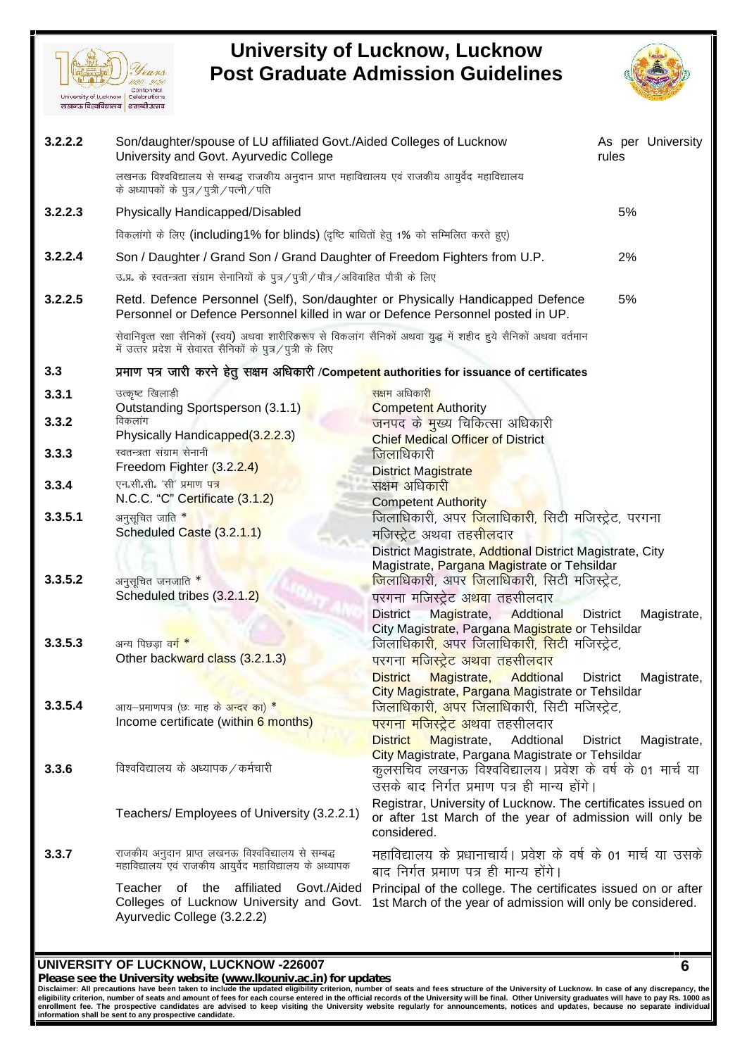| | | |
|---|---|---|
| **3.2.2.2** | Son/daughter/spouse of LU affiliated Govt./Aided Colleges of Lucknow University and Govt. Ayurvedic College<br>लखनऊ विश्वविद्यालय से सम्बद्ध राजकीय अनुदान प्राप्त महाविद्यालय एवं राजकीय आयुर्वेद महाविद्यालय के अध्यापकों के पुत्र/पुत्री/पत्नी/पति | As per University rules |
| **3.2.2.3** | Physically Handicapped/Disabled<br>विकलांगो के लिए (including1% for blinds) (दृष्टि बाधितों हेतु 1% को सम्मिलित करते हुए) | 5% |
| **3.2.2.4** | Son / Daughter / Grand Son / Grand Daughter of Freedom Fighters from U.P.<br>उ॰प्र॰ के स्वतन्त्रता संग्राम सेनानियों के पुत्र/पुत्री/पौत्र/अविवाहित पौत्री के लिए | 2% |
| **3.2.2.5** | Retd. Defence Personnel (Self), Son/daughter or Physically Handicapped Defence Personnel or Defence Personnel killed in war or Defence Personnel posted in UP.<br>सेवानिवृत्त रक्षा सैनिकों (स्वयं) अथवा शारीरिकरूप से विकलांग सैनिकों अथवा युद्ध में शहीद हुये सैनिकों अथवा वर्तमान में उत्तर प्रदेश में सेवारत सैनिकों के पुत्र/पुत्री के लिए | 5% |

### 3.3 प्रमाण पत्र जारी करने हेतु सक्षम अधिकारी /Competent authorities for issuance of certificates

| | | |
|---|---|---|
| **3.3.1** | उत्कृष्ट खिलाड़ी<br>Outstanding Sportsperson (3.1.1) | सक्षम अधिकारी<br>Competent Authority |
| **3.3.2** | विकलांग<br>Physically Handicapped(3.2.2.3) | जनपद के मुख्य चिकित्सा अधिकारी<br>Chief Medical Officer of District |
| **3.3.3** | स्वतन्त्रता संग्राम सेनानी<br>Freedom Fighter (3.2.2.4) | जिलाधिकारी<br>District Magistrate |
| **3.3.4** | एन॰सी॰सी॰ 'सी' प्रमाण पत्र<br>N.C.C. "C" Certificate (3.1.2) | सक्षम अधिकारी<br>Competent Authority |
| **3.3.5.1** | अनुसूचित जाति *<br>Scheduled Caste (3.2.1.1) | जिलाधिकारी, अपर जिलाधिकारी, सिटी मजिस्ट्रेट, परगना मजिस्ट्रेट अथवा तहसीलदार<br>District Magistrate, Addtional District Magistrate, City Magistrate, Pargana Magistrate or Tehsildar |
| **3.3.5.2** | अनुसूचित जनजाति *<br>Scheduled tribes (3.2.1.2) | जिलाधिकारी, अपर जिलाधिकारी, सिटी मजिस्ट्रेट, परगना मजिस्ट्रेट अथवा तहसीलदार<br>District Magistrate, Addtional District Magistrate, City Magistrate, Pargana Magistrate or Tehsildar |
| **3.3.5.3** | अन्य पिछड़ा वर्ग *<br>Other backward class (3.2.1.3) | जिलाधिकारी, अपर जिलाधिकारी, सिटी मजिस्ट्रेट, परगना मजिस्ट्रेट अथवा तहसीलदार<br>District Magistrate, Addtional District Magistrate, City Magistrate, Pargana Magistrate or Tehsildar |
| **3.3.5.4** | आय–प्रमाणपत्र (छः माह के अन्दर का) *<br>Income certificate (within 6 months) | जिलाधिकारी, अपर जिलाधिकारी, सिटी मजिस्ट्रेट, परगना मजिस्ट्रेट अथवा तहसीलदार<br>District Magistrate, Addtional District Magistrate, City Magistrate, Pargana Magistrate or Tehsildar |
| **3.3.6** | विश्वविद्यालय के अध्यापक/कर्मचारी<br>Teachers/ Employees of University (3.2.2.1) | कुलसचिव लखनऊ विश्वविद्यालय। प्रवेश के वर्ष के 01 मार्च या उसके बाद निर्गत प्रमाण पत्र ही मान्य होंगे।<br>Registrar, University of Lucknow. The certificates issued on or after 1st March of the year of admission will only be considered. |
| **3.3.7** | राजकीय अनुदान प्राप्त लखनऊ विश्वविद्यालय से सम्बद्ध महाविद्यालय एवं राजकीय आयुर्वेद महाविद्यालय के अध्यापक<br>Teacher of the affiliated Govt./Aided Colleges of Lucknow University and Govt. Ayurvedic College (3.2.2.2) | महाविद्यालय के प्रधानाचार्य। प्रवेश के वर्ष के 01 मार्च या उसके बाद निर्गत प्रमाण पत्र ही मान्य होंगे।<br>Principal of the college. The certificates issued on or after 1st March of the year of admission will only be considered. |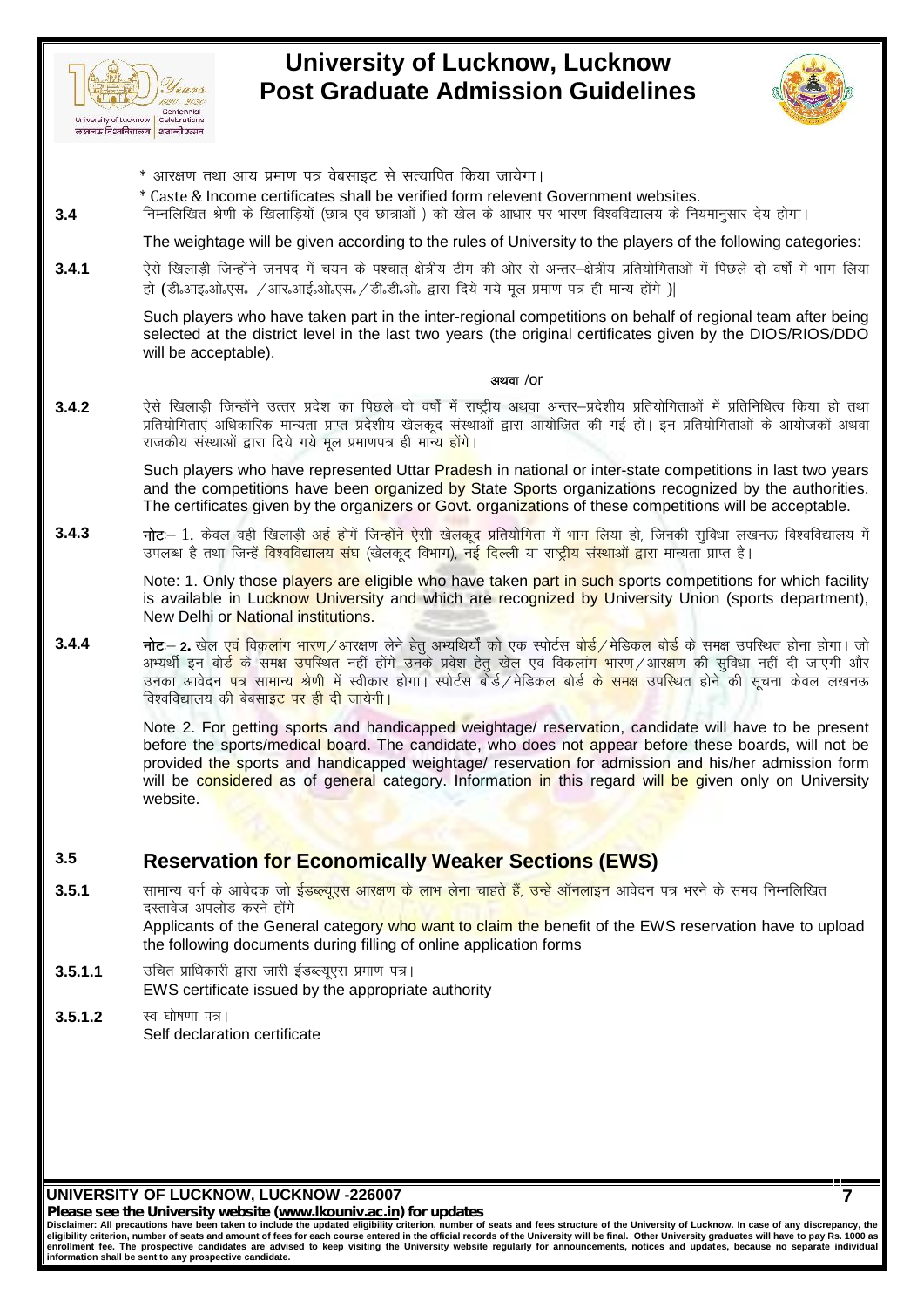\* आरक्षण तथा आय प्रमाण पत्र वेबसाइट से सत्यापित किया जायेगा।

\* Caste & Income certificates shall be verified form relevent Government websites.

**3.4** निम्नलिखित श्रेणी के खिलाड़ियों (छात्र एवं छात्राओं) को खेल के आधार पर भारण विश्वविद्यालय के नियमानुसार देय होगा।

The weightage will be given according to the rules of University to the players of the following categories:

**3.4.1** ऐसे खिलाड़ी जिन्होंने जनपद में चयन के पश्चात् क्षेत्रीय टीम की ओर से अन्तर–क्षेत्रीय प्रतियोगिताओं में पिछले दो वर्षों में भाग लिया हो (डी॰आइ॰ओ॰एस॰ /आर॰आई॰ओ॰एस॰/डी॰डी॰ओ॰ द्वारा दिये गये मूल प्रमाण पत्र ही मान्य होंगे)|

Such players who have taken part in the inter-regional competitions on behalf of regional team after being selected at the district level in the last two years (the original certificates given by the DIOS/RIOS/DDO will be acceptable).

अथवा /or

**3.4.2** ऐसे खिलाड़ी जिन्होंने उत्तर प्रदेश का पिछले दो वर्षों में राष्ट्रीय अथवा अन्तर–प्रदेशीय प्रतियोगिताओं में प्रतिनिधित्व किया हो तथा प्रतियोगिताएं अधिकारिक मान्यता प्राप्त प्रदेशीय खेलकूद संस्थाओं द्वारा आयोजित की गई हों। इन प्रतियोगिताओं के आयोजकों अथवा राजकीय संस्थाओं द्वारा दिये गये मूल प्रमाणपत्र ही मान्य होंगे।

Such players who have represented Uttar Pradesh in national or inter-state competitions in last two years and the competitions have been organized by State Sports organizations recognized by the authorities. The certificates given by the organizers or Govt. organizations of these competitions will be acceptable.

**3.4.3** **नोटः**– 1. केवल वही खिलाड़ी अर्ह होगें जिन्होंने ऐसी खेलकूद प्रतियोगिता में भाग लिया हो, जिनकी सुविधा लखनऊ विश्वविद्यालय में उपलब्ध है तथा जिन्हें विश्वविद्यालय संघ (खेलकूद विभाग), नई दिल्ली या राष्ट्रीय संस्थाओं द्वारा मान्यता प्राप्त है।

Note: 1. Only those players are eligible who have taken part in such sports competitions for which facility is available in Lucknow University and which are recognized by University Union (sports department), New Delhi or National institutions.

**3.4.4** **नोटः**– **2.** खेल एवं विकलांग भारण/आरक्षण लेने हेतु अभ्यर्थियों को एक स्पोर्टस बोर्ड/मेडिकल बोर्ड के समक्ष उपस्थित होना होगा। जो अभ्यर्थी इन बोर्ड के समक्ष उपस्थित नहीं होंगे उनके प्रवेश हेतु खेल एवं विकलांग भारण/आरक्षण की सुविधा नहीं दी जाएगी और उनका आवेदन पत्र सामान्य श्रेणी में स्वीकार होगा। स्पोर्टस बोर्ड/मेडिकल बोर्ड के समक्ष उपस्थित होने की सूचना केवल लखनऊ विश्वविद्यालय की बेबसाइट पर ही दी जायेगी।

Note 2. For getting sports and handicapped weightage/ reservation, candidate will have to be present before the sports/medical board. The candidate, who does not appear before these boards, will not be provided the sports and handicapped weightage/ reservation for admission and his/her admission form will be considered as of general category. Information in this regard will be given only on University website.

## 3.5 Reservation for Economically Weaker Sections (EWS)

**3.5.1** सामान्य वर्ग के आवेदक जो ईडब्ल्यूएस आरक्षण के लाभ लेना चाहते हैं, उन्हें ऑनलाइन आवेदन पत्र भरने के समय निम्नलिखित दस्तावेज अपलोड करने होंगे

Applicants of the General category who want to claim the benefit of the EWS reservation have to upload the following documents during filling of online application forms

**3.5.1.1** उचित प्राधिकारी द्वारा जारी ईडब्ल्यूएस प्रमाण पत्र।
EWS certificate issued by the appropriate authority

**3.5.1.2** स्व घोषणा पत्र।
Self declaration certificate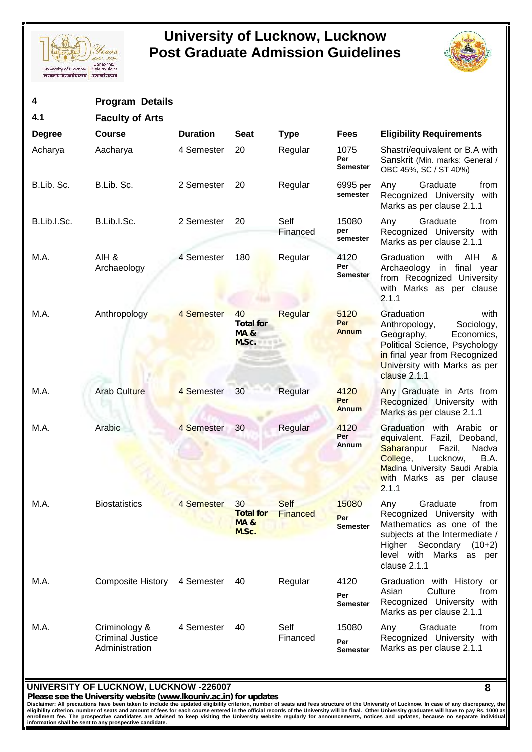## 4 Program Details

### 4.1 Faculty of Arts

| Degree | Course | Duration | Seat | Type | Fees | Eligibility Requirements |
|---|---|---|---|---|---|---|
| Acharya | Aacharya | 4 Semester | 20 | Regular | 1075 Per Semester | Shastri/equivalent or B.A with Sanskrit (Min. marks: General / OBC 45%, SC / ST 40%) |
| B.Lib. Sc. | B.Lib. Sc. | 2 Semester | 20 | Regular | 6995 per semester | Any Graduate from Recognized University with Marks as per clause 2.1.1 |
| B.Lib.I.Sc. | B.Lib.I.Sc. | 2 Semester | 20 | Self Financed | 15080 per semester | Any Graduate from Recognized University with Marks as per clause 2.1.1 |
| M.A. | AIH & Archaeology | 4 Semester | 180 | Regular | 4120 Per Semester | Graduation with AIH & Archaeology in final year from Recognized University with Marks as per clause 2.1.1 |
| M.A. | Anthropology | 4 Semester | 40 Total for MA & M.Sc. | Regular | 5120 Per Annum | Graduation with Anthropology, Sociology, Geography, Economics, Political Science, Psychology in final year from Recognized University with Marks as per clause 2.1.1 |
| M.A. | Arab Culture | 4 Semester | 30 | Regular | 4120 Per Annum | Any Graduate in Arts from Recognized University with Marks as per clause 2.1.1 |
| M.A. | Arabic | 4 Semester | 30 | Regular | 4120 Per Annum | Graduation with Arabic or equivalent. Fazil, Deoband, Saharanpur Fazil, Nadva College, Lucknow, B.A. Madina University Saudi Arabia with Marks as per clause 2.1.1 |
| M.A. | Biostatistics | 4 Semester | 30 Total for MA & M.Sc. | Self Financed | 15080 Per Semester | Any Graduate from Recognized University with Mathematics as one of the subjects at the Intermediate / Higher Secondary (10+2) level with Marks as per clause 2.1.1 |
| M.A. | Composite History | 4 Semester | 40 | Regular | 4120 Per Semester | Graduation with History or Asian Culture from Recognized University with Marks as per clause 2.1.1 |
| M.A. | Criminology & Criminal Justice Administration | 4 Semester | 40 | Self Financed | 15080 Per Semester | Any Graduate from Recognized University with Marks as per clause 2.1.1 |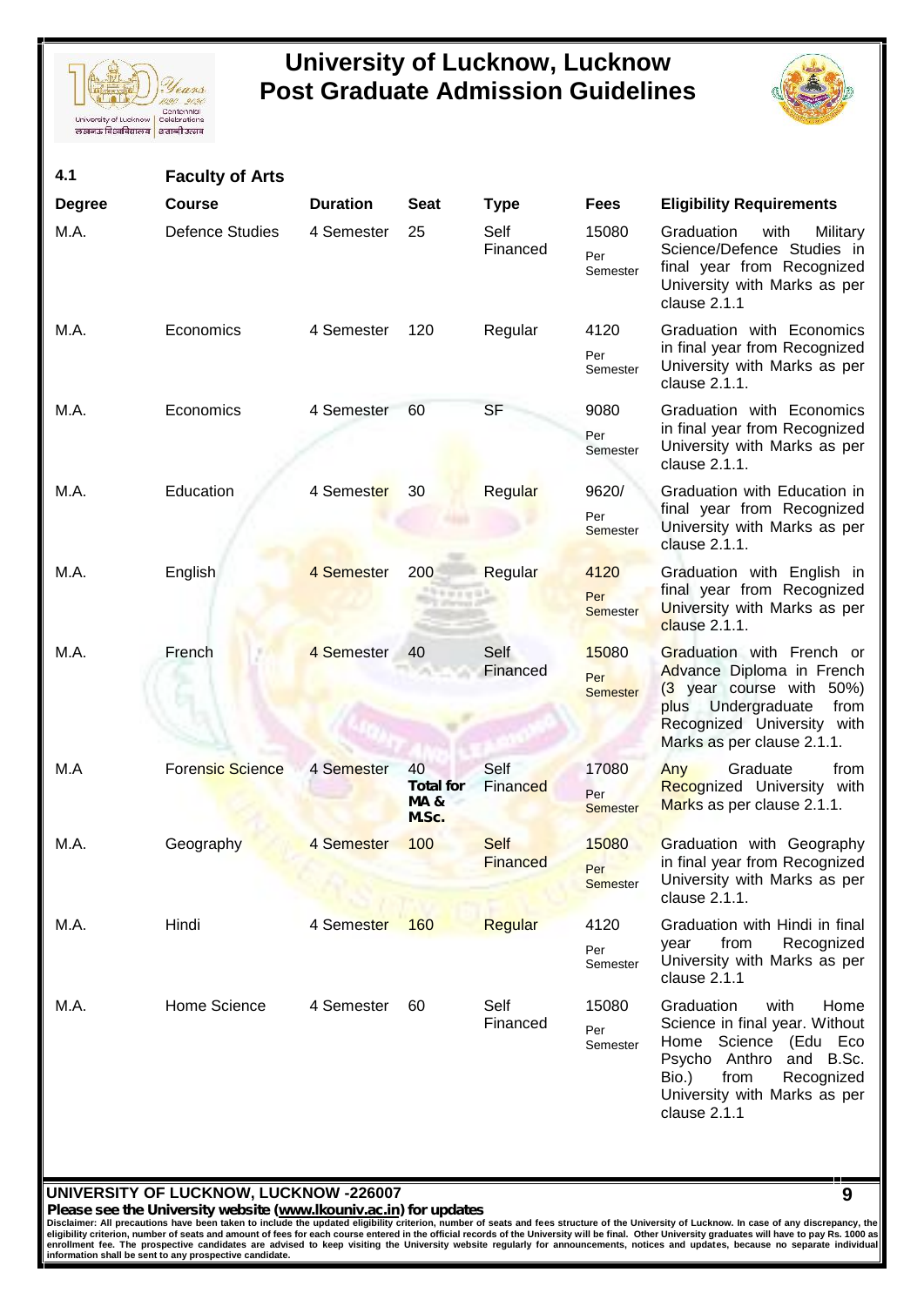## 4.1 Faculty of Arts

| Degree | Course | Duration | Seat | Type | Fees | Eligibility Requirements |
|---|---|---|---|---|---|---|
| M.A. | Defence Studies | 4 Semester | 25 | Self Financed | 15080 Per Semester | Graduation with Military Science/Defence Studies in final year from Recognized University with Marks as per clause 2.1.1 |
| M.A. | Economics | 4 Semester | 120 | Regular | 4120 Per Semester | Graduation with Economics in final year from Recognized University with Marks as per clause 2.1.1. |
| M.A. | Economics | 4 Semester | 60 | SF | 9080 Per Semester | Graduation with Economics in final year from Recognized University with Marks as per clause 2.1.1. |
| M.A. | Education | 4 Semester | 30 | Regular | 9620/ Per Semester | Graduation with Education in final year from Recognized University with Marks as per clause 2.1.1. |
| M.A. | English | 4 Semester | 200 | Regular | 4120 Per Semester | Graduation with English in final year from Recognized University with Marks as per clause 2.1.1. |
| M.A. | French | 4 Semester | 40 | Self Financed | 15080 Per Semester | Graduation with French or Advance Diploma in French (3 year course with 50%) plus Undergraduate from Recognized University with Marks as per clause 2.1.1. |
| M.A | Forensic Science | 4 Semester | 40 **Total for MA & M.Sc.** | Self Financed | 17080 Per Semester | Any Graduate from Recognized University with Marks as per clause 2.1.1. |
| M.A. | Geography | 4 Semester | 100 | Self Financed | 15080 Per Semester | Graduation with Geography in final year from Recognized University with Marks as per clause 2.1.1. |
| M.A. | Hindi | 4 Semester | 160 | Regular | 4120 Per Semester | Graduation with Hindi in final year from Recognized University with Marks as per clause 2.1.1 |
| M.A. | Home Science | 4 Semester | 60 | Self Financed | 15080 Per Semester | Graduation with Home Science in final year. Without Home Science (Edu Eco Psycho Anthro and B.Sc. Bio.) from Recognized University with Marks as per clause 2.1.1 |

**UNIVERSITY OF LUCKNOW, LUCKNOW -226007**

**Please see the University website (www.lkouniv.ac.in) for updates**

**Disclaimer: All precautions have been taken to include the updated eligibility criterion, number of seats and fees structure of the University of Lucknow. In case of any discrepancy, the eligibility criterion, number of seats and amount of fees for each course entered in the official records of the University will be final. Other University graduates will have to pay Rs. 1000 as enrollment fee. The prospective candidates are advised to keep visiting the University website regularly for announcements, notices and updates, because no separate individual information shall be sent to any prospective candidate.**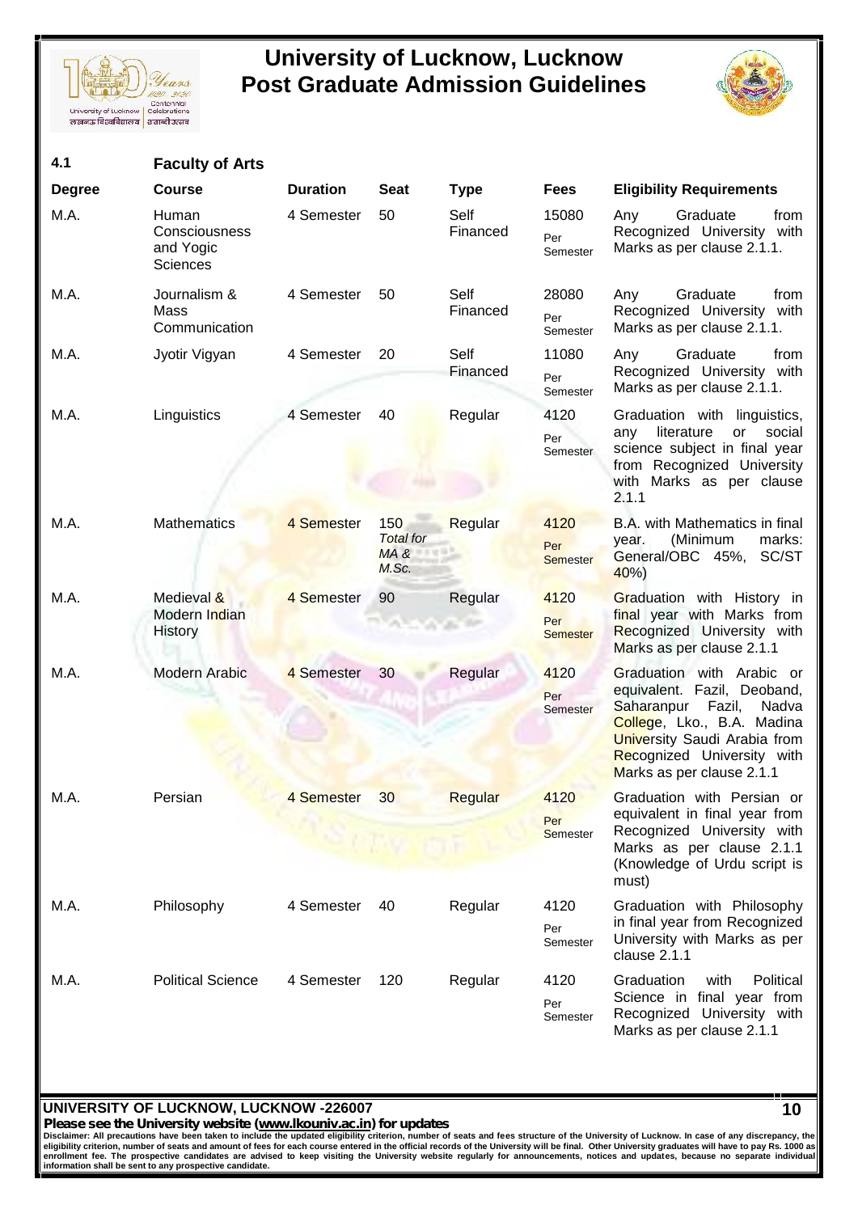## 4.1 Faculty of Arts

| Degree | Course | Duration | Seat | Type | Fees | Eligibility Requirements |
|---|---|---|---|---|---|---|
| M.A. | Human Consciousness and Yogic Sciences | 4 Semester | 50 | Self Financed | 15080 Per Semester | Any Graduate from Recognized University with Marks as per clause 2.1.1. |
| M.A. | Journalism & Mass Communication | 4 Semester | 50 | Self Financed | 28080 Per Semester | Any Graduate from Recognized University with Marks as per clause 2.1.1. |
| M.A. | Jyotir Vigyan | 4 Semester | 20 | Self Financed | 11080 Per Semester | Any Graduate from Recognized University with Marks as per clause 2.1.1. |
| M.A. | Linguistics | 4 Semester | 40 | Regular | 4120 Per Semester | Graduation with linguistics, any literature or social science subject in final year from Recognized University with Marks as per clause 2.1.1 |
| M.A. | Mathematics | 4 Semester | 150 *Total for MA & M.Sc.* | Regular | 4120 Per Semester | B.A. with Mathematics in final year. (Minimum marks: General/OBC 45%, SC/ST 40%) |
| M.A. | Medieval & Modern Indian History | 4 Semester | 90 | Regular | 4120 Per Semester | Graduation with History in final year with Marks from Recognized University with Marks as per clause 2.1.1 |
| M.A. | Modern Arabic | 4 Semester | 30 | Regular | 4120 Per Semester | Graduation with Arabic or equivalent. Fazil, Deoband, Saharanpur Fazil, Nadva College, Lko., B.A. Madina University Saudi Arabia from Recognized University with Marks as per clause 2.1.1 |
| M.A. | Persian | 4 Semester | 30 | Regular | 4120 Per Semester | Graduation with Persian or equivalent in final year from Recognized University with Marks as per clause 2.1.1 (Knowledge of Urdu script is must) |
| M.A. | Philosophy | 4 Semester | 40 | Regular | 4120 Per Semester | Graduation with Philosophy in final year from Recognized University with Marks as per clause 2.1.1 |
| M.A. | Political Science | 4 Semester | 120 | Regular | 4120 Per Semester | Graduation with Political Science in final year from Recognized University with Marks as per clause 2.1.1 |

**Please see the University website (www.lkouniv.ac.in) for updates**

**Disclaimer: All precautions have been taken to include the updated eligibility criterion, number of seats and fees structure of the University of Lucknow. In case of any discrepancy, the eligibility criterion, number of seats and amount of fees for each course entered in the official records of the University will be final. Other University graduates will have to pay Rs. 1000 as enrollment fee. The prospective candidates are advised to keep visiting the University website regularly for announcements, notices and updates, because no separate individual information shall be sent to any prospective candidate.**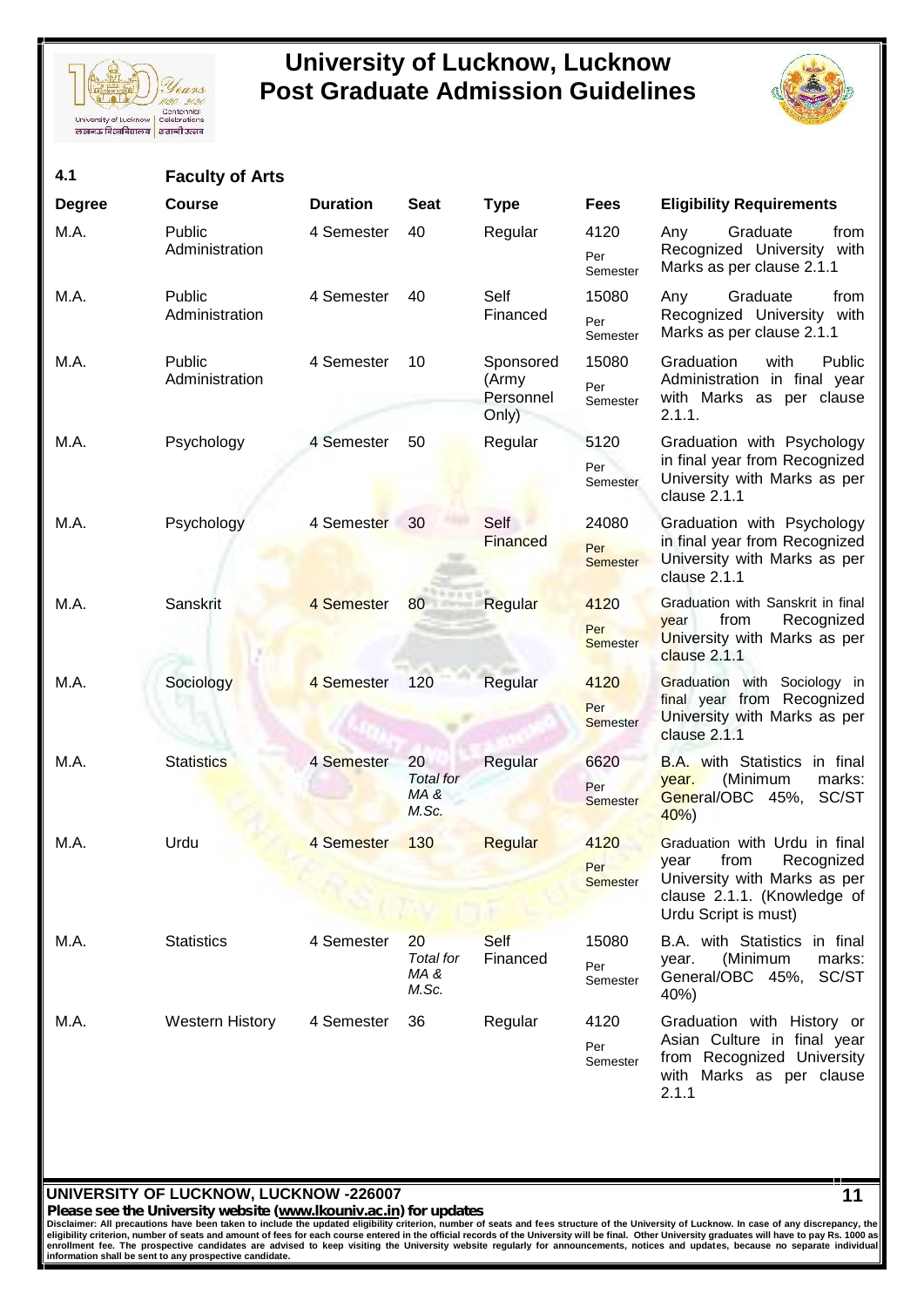## 4.1 Faculty of Arts

| Degree | Course | Duration | Seat | Type | Fees | Eligibility Requirements |
|---|---|---|---|---|---|---|
| M.A. | Public Administration | 4 Semester | 40 | Regular | 4120 Per Semester | Any Graduate from Recognized University with Marks as per clause 2.1.1 |
| M.A. | Public Administration | 4 Semester | 40 | Self Financed | 15080 Per Semester | Any Graduate from Recognized University with Marks as per clause 2.1.1 |
| M.A. | Public Administration | 4 Semester | 10 | Sponsored (Army Personnel Only) | 15080 Per Semester | Graduation with Public Administration in final year with Marks as per clause 2.1.1. |
| M.A. | Psychology | 4 Semester | 50 | Regular | 5120 Per Semester | Graduation with Psychology in final year from Recognized University with Marks as per clause 2.1.1 |
| M.A. | Psychology | 4 Semester | 30 | Self Financed | 24080 Per Semester | Graduation with Psychology in final year from Recognized University with Marks as per clause 2.1.1 |
| M.A. | Sanskrit | 4 Semester | 80 | Regular | 4120 Per Semester | Graduation with Sanskrit in final year from Recognized University with Marks as per clause 2.1.1 |
| M.A. | Sociology | 4 Semester | 120 | Regular | 4120 Per Semester | Graduation with Sociology in final year from Recognized University with Marks as per clause 2.1.1 |
| M.A. | Statistics | 4 Semester | 20 *Total for MA & M.Sc.* | Regular | 6620 Per Semester | B.A. with Statistics in final year. (Minimum marks: General/OBC 45%, SC/ST 40%) |
| M.A. | Urdu | 4 Semester | 130 | Regular | 4120 Per Semester | Graduation with Urdu in final year from Recognized University with Marks as per clause 2.1.1. (Knowledge of Urdu Script is must) |
| M.A. | Statistics | 4 Semester | 20 *Total for MA & M.Sc.* | Self Financed | 15080 Per Semester | B.A. with Statistics in final year. (Minimum marks: General/OBC 45%, SC/ST 40%) |
| M.A. | Western History | 4 Semester | 36 | Regular | 4120 Per Semester | Graduation with History or Asian Culture in final year from Recognized University with Marks as per clause 2.1.1 |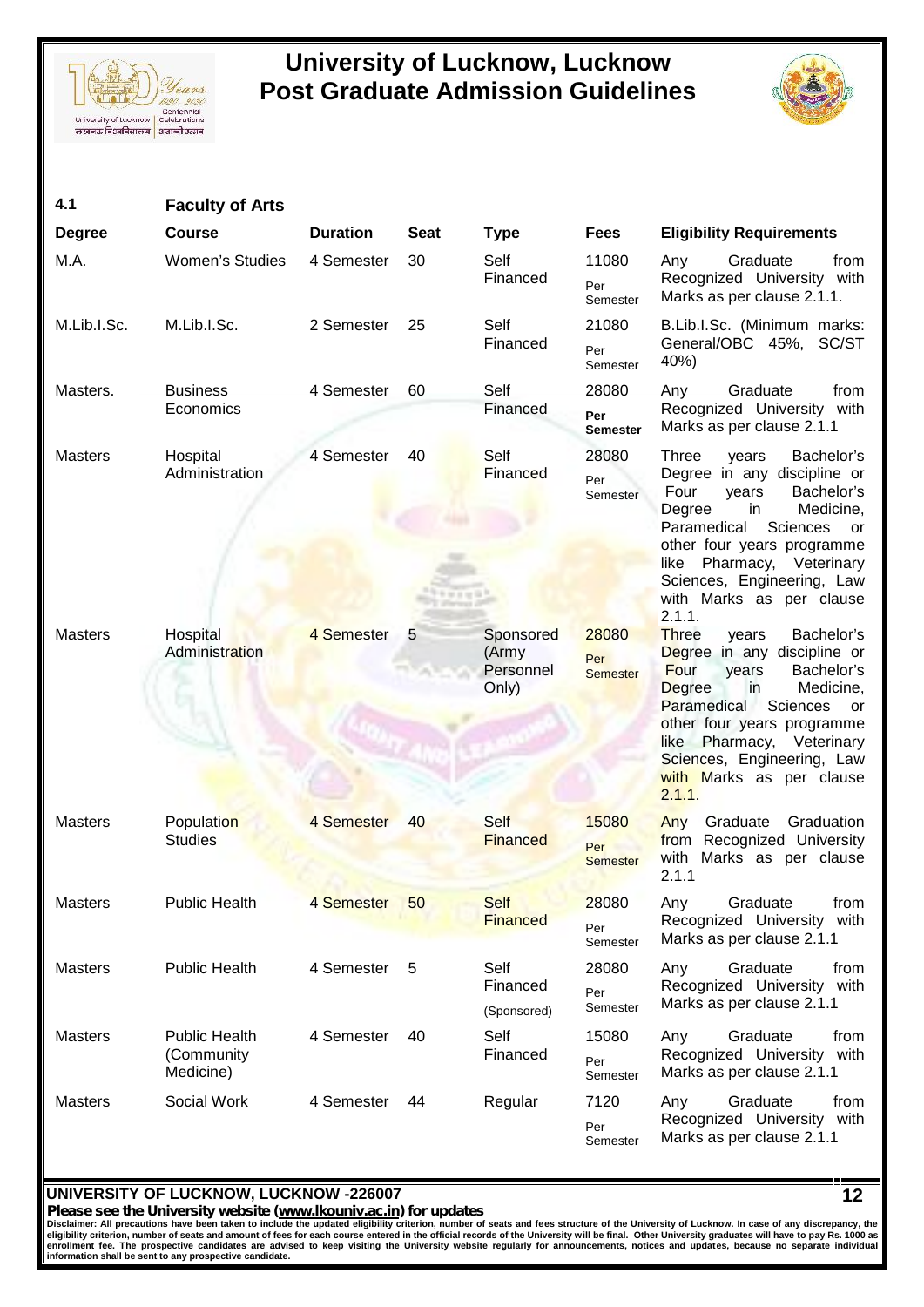## 4.1 Faculty of Arts

| Degree | Course | Duration | Seat | Type | Fees | Eligibility Requirements |
|---|---|---|---|---|---|---|
| M.A. | Women's Studies | 4 Semester | 30 | Self Financed | 11080 Per Semester | Any Graduate from Recognized University with Marks as per clause 2.1.1. |
| M.Lib.I.Sc. | M.Lib.I.Sc. | 2 Semester | 25 | Self Financed | 21080 Per Semester | B.Lib.I.Sc. (Minimum marks: General/OBC 45%, SC/ST 40%) |
| Masters. | Business Economics | 4 Semester | 60 | Self Financed | 28080 **Per Semester** | Any Graduate from Recognized University with Marks as per clause 2.1.1 |
| Masters | Hospital Administration | 4 Semester | 40 | Self Financed | 28080 Per Semester | Three years Bachelor's Degree in any discipline or Four years Bachelor's Degree in Medicine, Paramedical Sciences or other four years programme like Pharmacy, Veterinary Sciences, Engineering, Law with Marks as per clause 2.1.1. |
| Masters | Hospital Administration | 4 Semester | 5 | Sponsored (Army Personnel Only) | 28080 Per Semester | Three years Bachelor's Degree in any discipline or Four years Bachelor's Degree in Medicine, Paramedical Sciences or other four years programme like Pharmacy, Veterinary Sciences, Engineering, Law with Marks as per clause 2.1.1. |
| Masters | Population Studies | 4 Semester | 40 | Self Financed | 15080 Per Semester | Any Graduate Graduation from Recognized University with Marks as per clause 2.1.1 |
| Masters | Public Health | 4 Semester | 50 | Self Financed | 28080 Per Semester | Any Graduate from Recognized University with Marks as per clause 2.1.1 |
| Masters | Public Health | 4 Semester | 5 | Self Financed (Sponsored) | 28080 Per Semester | Any Graduate from Recognized University with Marks as per clause 2.1.1 |
| Masters | Public Health (Community Medicine) | 4 Semester | 40 | Self Financed | 15080 Per Semester | Any Graduate from Recognized University with Marks as per clause 2.1.1 |
| Masters | Social Work | 4 Semester | 44 | Regular | 7120 Per Semester | Any Graduate from Recognized University with Marks as per clause 2.1.1 |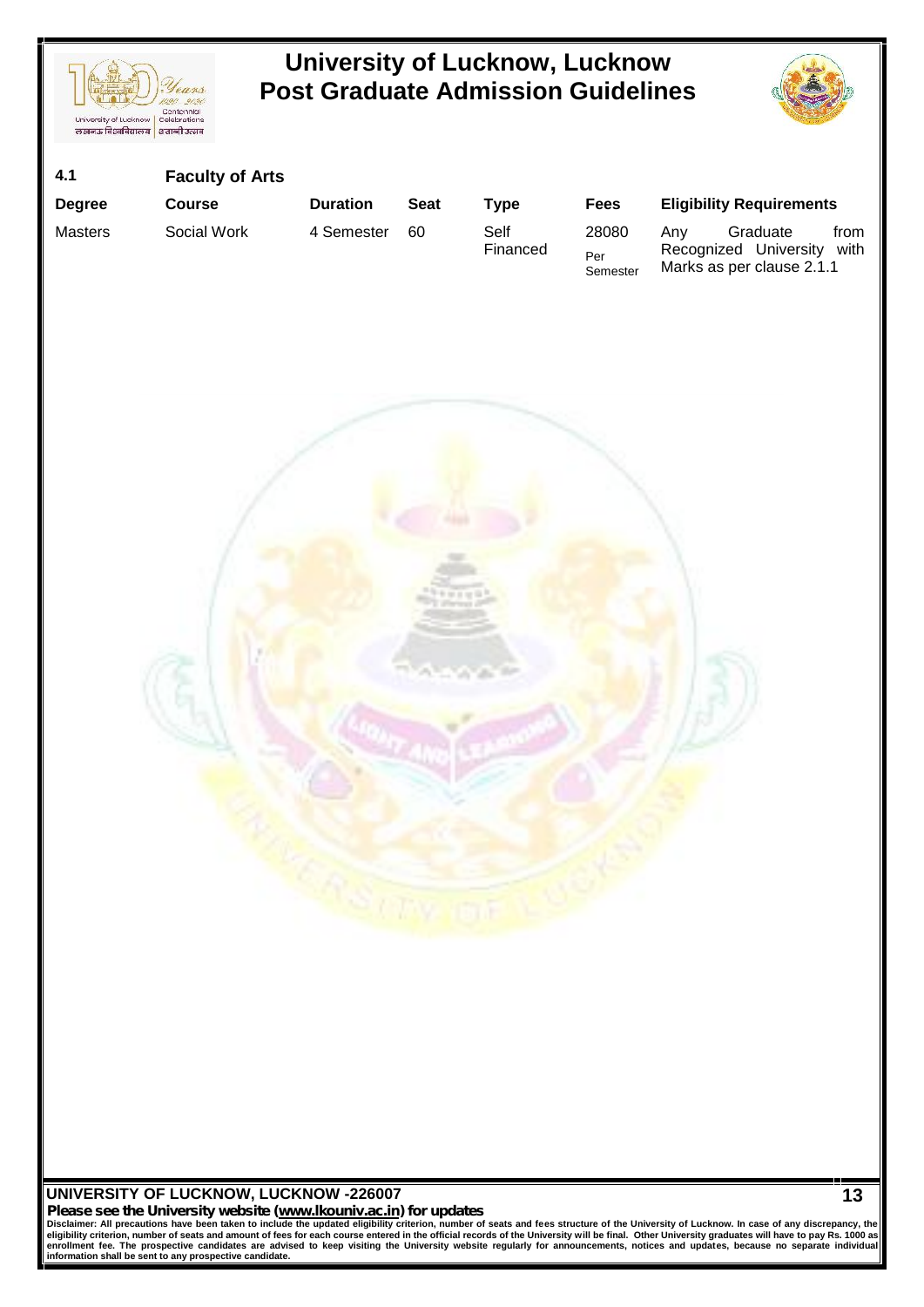## 4.1 Faculty of Arts

| Degree | Course | Duration | Seat | Type | Fees | Eligibility Requirements |
|---|---|---|---|---|---|---|
| Masters | Social Work | 4 Semester | 60 | Self Financed | 28080 Per Semester | Any Graduate from Recognized University with Marks as per clause 2.1.1 |

UNIVERSITY OF LUCKNOW, LUCKNOW -226007

**Please see the University website (www.lkouniv.ac.in) for updates**

**Disclaimer: All precautions have been taken to include the updated eligibility criterion, number of seats and fees structure of the University of Lucknow. In case of any discrepancy, the eligibility criterion, number of seats and amount of fees for each course entered in the official records of the University will be final. Other University graduates will have to pay Rs. 1000 as enrollment fee. The prospective candidates are advised to keep visiting the University website regularly for announcements, notices and updates, because no separate individual information shall be sent to any prospective candidate.**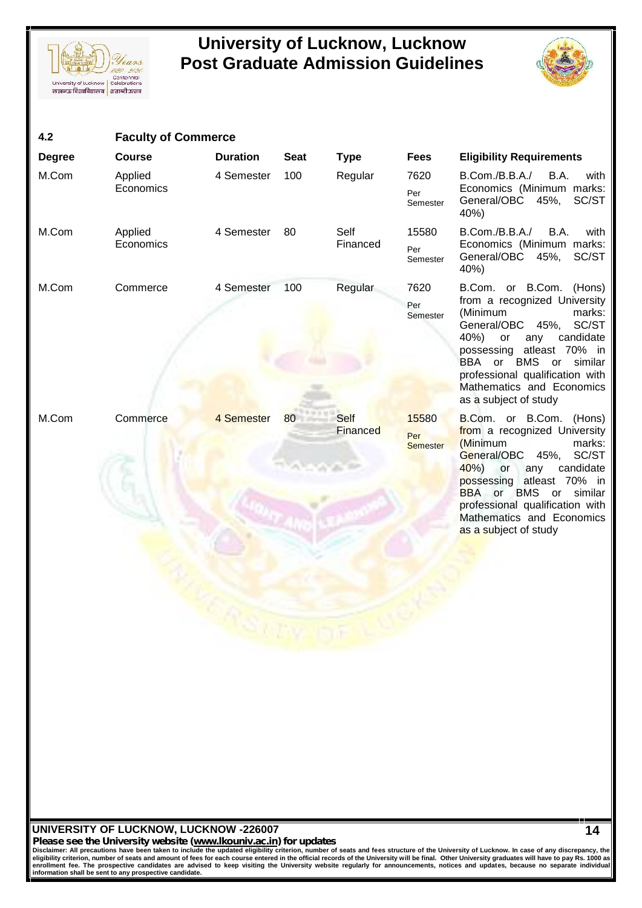## 4.2 Faculty of Commerce

| Degree | Course | Duration | Seat | Type | Fees | Eligibility Requirements |
|---|---|---|---|---|---|---|
| M.Com | Applied Economics | 4 Semester | 100 | Regular | 7620 Per Semester | B.Com./B.B.A./ B.A. with Economics (Minimum marks: General/OBC 45%, SC/ST 40%) |
| M.Com | Applied Economics | 4 Semester | 80 | Self Financed | 15580 Per Semester | B.Com./B.B.A./ B.A. with Economics (Minimum marks: General/OBC 45%, SC/ST 40%) |
| M.Com | Commerce | 4 Semester | 100 | Regular | 7620 Per Semester | B.Com. or B.Com. (Hons) from a recognized University (Minimum marks: General/OBC 45%, SC/ST 40%) or any candidate possessing atleast 70% in BBA or BMS or similar professional qualification with Mathematics and Economics as a subject of study |
| M.Com | Commerce | 4 Semester | 80 | Self Financed | 15580 Per Semester | B.Com. or B.Com. (Hons) from a recognized University (Minimum marks: General/OBC 45%, SC/ST 40%) or any candidate possessing atleast 70% in BBA or BMS or similar professional qualification with Mathematics and Economics as a subject of study |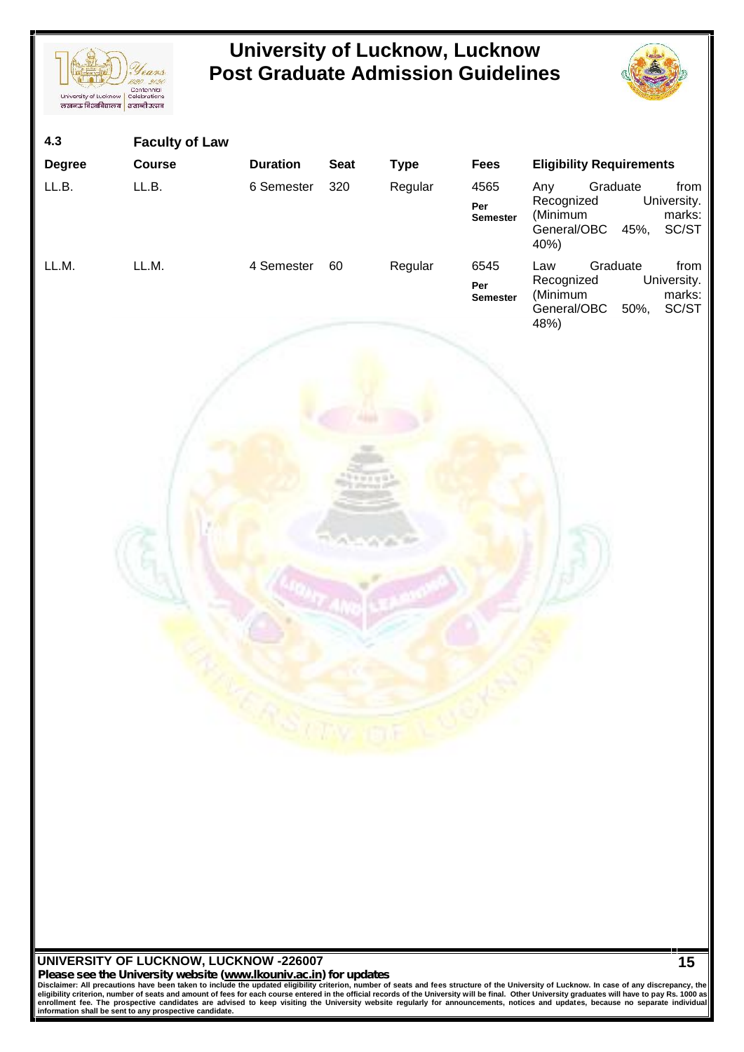### 4.3 Faculty of Law

| Degree | Course | Duration | Seat | Type | Fees | Eligibility Requirements |
|---|---|---|---|---|---|---|
| LL.B. | LL.B. | 6 Semester | 320 | Regular | 4565 **Per Semester** | Any Graduate from Recognized University. (Minimum marks: General/OBC 45%, SC/ST 40%) |
| LL.M. | LL.M. | 4 Semester | 60 | Regular | 6545 **Per Semester** | Law Graduate from Recognized University. (Minimum marks: General/OBC 50%, SC/ST 48%) |

**UNIVERSITY OF LUCKNOW, LUCKNOW -226007**

**Please see the University website (www.lkouniv.ac.in) for updates**

**Disclaimer: All precautions have been taken to include the updated eligibility criterion, number of seats and fees structure of the University of Lucknow. In case of any discrepancy, the eligibility criterion, number of seats and amount of fees for each course entered in the official records of the University will be final. Other University graduates will have to pay Rs. 1000 as enrollment fee. The prospective candidates are advised to keep visiting the University website regularly for announcements, notices and updates, because no separate individual information shall be sent to any prospective candidate.**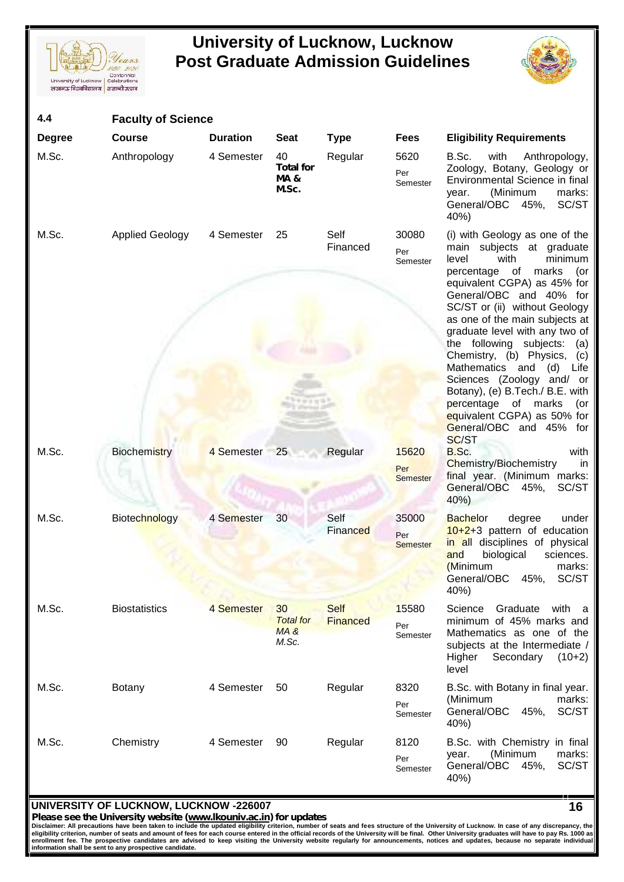## 4.4 Faculty of Science

| Degree | Course | Duration | Seat | Type | Fees | Eligibility Requirements |
|---|---|---|---|---|---|---|
| M.Sc. | Anthropology | 4 Semester | 40 **Total for MA & M.Sc.** | Regular | 5620 Per Semester | B.Sc. with Anthropology, Zoology, Botany, Geology or Environmental Science in final year. (Minimum marks: General/OBC 45%, SC/ST 40%) |
| M.Sc. | Applied Geology | 4 Semester | 25 | Self Financed | 30080 Per Semester | (i) with Geology as one of the main subjects at graduate level with minimum percentage of marks (or equivalent CGPA) as 45% for General/OBC and 40% for SC/ST or (ii) without Geology as one of the main subjects at graduate level with any two of the following subjects: (a) Chemistry, (b) Physics, (c) Mathematics and (d) Life Sciences (Zoology and/ or Botany), (e) B.Tech./ B.E. with percentage of marks (or equivalent CGPA) as 50% for General/OBC and 45% for SC/ST |
| M.Sc. | Biochemistry | 4 Semester | 25 | Regular | 15620 Per Semester | B.Sc. with Chemistry/Biochemistry in final year. (Minimum marks: General/OBC 45%, SC/ST 40%) |
| M.Sc. | Biotechnology | 4 Semester | 30 | Self Financed | 35000 Per Semester | Bachelor degree under 10+2+3 pattern of education in all disciplines of physical and biological sciences. (Minimum marks: General/OBC 45%, SC/ST 40%) |
| M.Sc. | Biostatistics | 4 Semester | 30 *Total for MA & M.Sc.* | Self Financed | 15580 Per Semester | Science Graduate with a minimum of 45% marks and Mathematics as one of the subjects at the Intermediate / Higher Secondary (10+2) level |
| M.Sc. | Botany | 4 Semester | 50 | Regular | 8320 Per Semester | B.Sc. with Botany in final year. (Minimum marks: General/OBC 45%, SC/ST 40%) |
| M.Sc. | Chemistry | 4 Semester | 90 | Regular | 8120 Per Semester | B.Sc. with Chemistry in final year. (Minimum marks: General/OBC 45%, SC/ST 40%) |

**UNIVERSITY OF LUCKNOW, LUCKNOW -226007**

**Please see the University website (www.lkouniv.ac.in) for updates**

**Disclaimer: All precautions have been taken to include the updated eligibility criterion, number of seats and fees structure of the University of Lucknow. In case of any discrepancy, the eligibility criterion, number of seats and amount of fees for each course entered in the official records of the University will be final. Other University graduates will have to pay Rs. 1000 as enrollment fee. The prospective candidates are advised to keep visiting the University website regularly for announcements, notices and updates, because no separate individual information shall be sent to any prospective candidate.**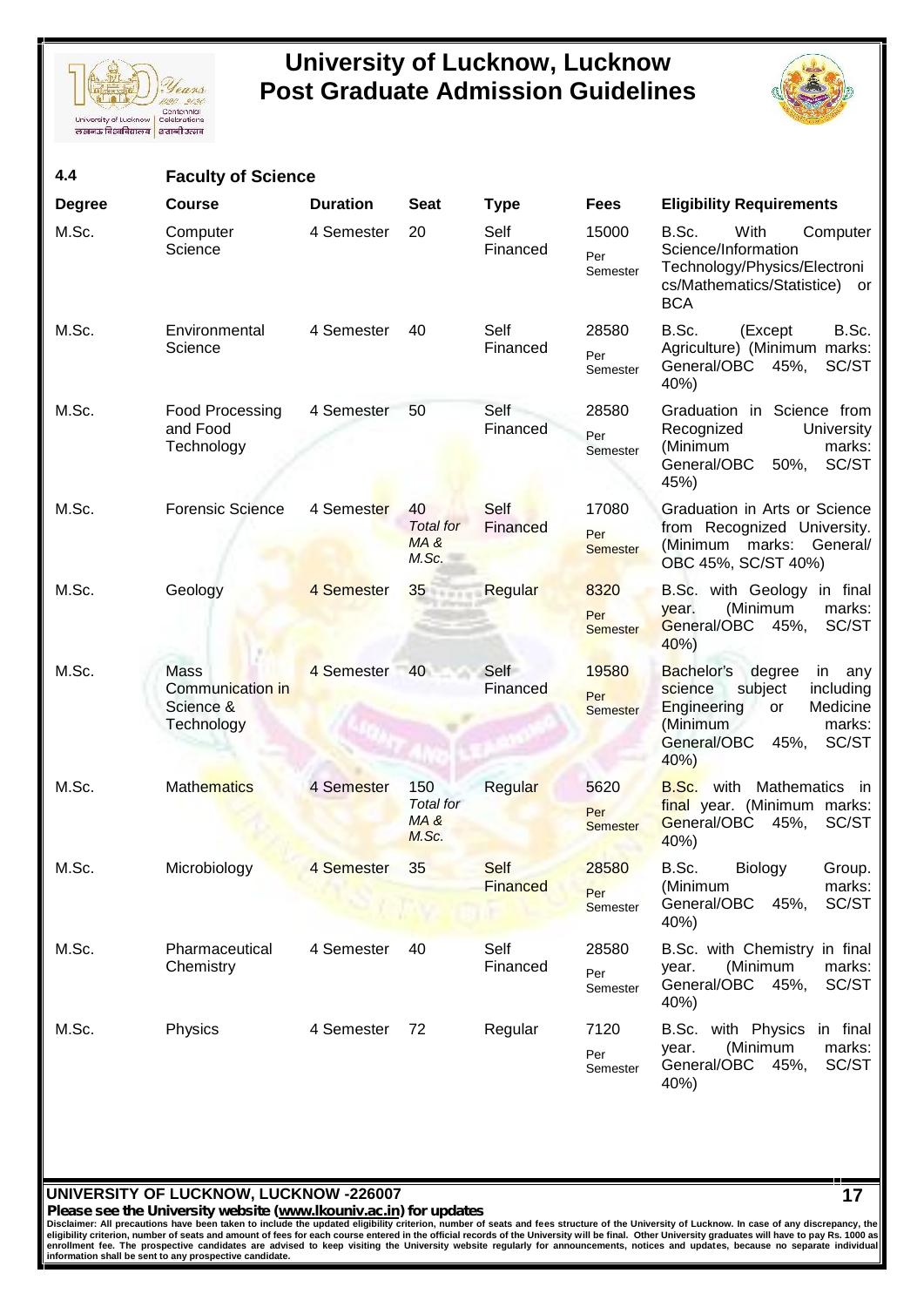## 4.4 Faculty of Science

| Degree | Course | Duration | Seat | Type | Fees | Eligibility Requirements |
|---|---|---|---|---|---|---|
| M.Sc. | Computer Science | 4 Semester | 20 | Self Financed | 15000 Per Semester | B.Sc. With Computer Science/Information Technology/Physics/Electronics/Mathematics/Statistice) or BCA |
| M.Sc. | Environmental Science | 4 Semester | 40 | Self Financed | 28580 Per Semester | B.Sc. (Except B.Sc. Agriculture) (Minimum marks: General/OBC 45%, SC/ST 40%) |
| M.Sc. | Food Processing and Food Technology | 4 Semester | 50 | Self Financed | 28580 Per Semester | Graduation in Science from Recognized University (Minimum marks: General/OBC 50%, SC/ST 45%) |
| M.Sc. | Forensic Science | 4 Semester | 40 *Total for MA & M.Sc.* | Self Financed | 17080 Per Semester | Graduation in Arts or Science from Recognized University. (Minimum marks: General/ OBC 45%, SC/ST 40%) |
| M.Sc. | Geology | 4 Semester | 35 | Regular | 8320 Per Semester | B.Sc. with Geology in final year. (Minimum marks: General/OBC 45%, SC/ST 40%) |
| M.Sc. | Mass Communication in Science & Technology | 4 Semester | 40 | Self Financed | 19580 Per Semester | Bachelor's degree in any science subject including Engineering or Medicine (Minimum marks: General/OBC 45%, SC/ST 40%) |
| M.Sc. | Mathematics | 4 Semester | 150 *Total for MA & M.Sc.* | Regular | 5620 Per Semester | B.Sc. with Mathematics in final year. (Minimum marks: General/OBC 45%, SC/ST 40%) |
| M.Sc. | Microbiology | 4 Semester | 35 | Self Financed | 28580 Per Semester | B.Sc. Biology Group. (Minimum marks: General/OBC 45%, SC/ST 40%) |
| M.Sc. | Pharmaceutical Chemistry | 4 Semester | 40 | Self Financed | 28580 Per Semester | B.Sc. with Chemistry in final year. (Minimum marks: General/OBC 45%, SC/ST 40%) |
| M.Sc. | Physics | 4 Semester | 72 | Regular | 7120 Per Semester | B.Sc. with Physics in final year. (Minimum marks: General/OBC 45%, SC/ST 40%) |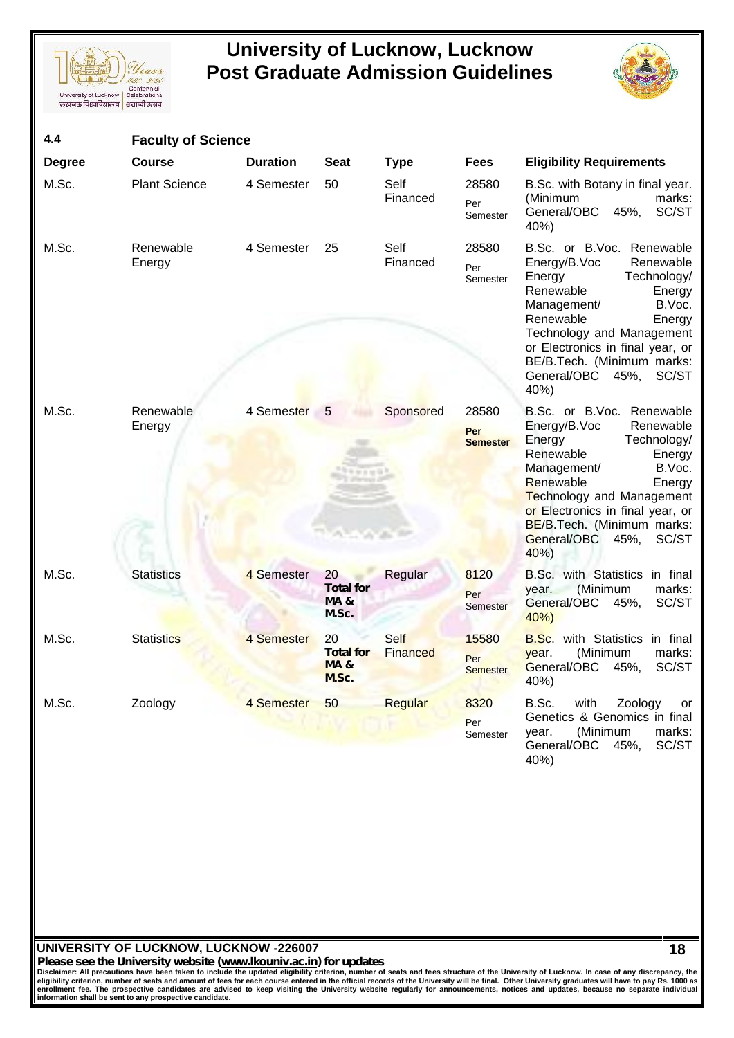## 4.4 Faculty of Science

| Degree | Course | Duration | Seat | Type | Fees | Eligibility Requirements |
|---|---|---|---|---|---|---|
| M.Sc. | Plant Science | 4 Semester | 50 | Self Financed | 28580 Per Semester | B.Sc. with Botany in final year. (Minimum marks: General/OBC 45%, SC/ST 40%) |
| M.Sc. | Renewable Energy | 4 Semester | 25 | Self Financed | 28580 Per Semester | B.Sc. or B.Voc. Renewable Energy/B.Voc Renewable Energy Technology/ Renewable Energy Management/ B.Voc. Renewable Energy Technology and Management or Electronics in final year, or BE/B.Tech. (Minimum marks: General/OBC 45%, SC/ST 40%) |
| M.Sc. | Renewable Energy | 4 Semester | 5 | Sponsored | 28580 **Per Semester** | B.Sc. or B.Voc. Renewable Energy/B.Voc Renewable Energy Technology/ Renewable Energy Management/ B.Voc. Renewable Energy Technology and Management or Electronics in final year, or BE/B.Tech. (Minimum marks: General/OBC 45%, SC/ST 40%) |
| M.Sc. | Statistics | 4 Semester | 20 **Total for MA & M.Sc.** | Regular | 8120 Per Semester | B.Sc. with Statistics in final year. (Minimum marks: General/OBC 45%, SC/ST 40%) |
| M.Sc. | Statistics | 4 Semester | 20 **Total for MA & M.Sc.** | Self Financed | 15580 Per Semester | B.Sc. with Statistics in final year. (Minimum marks: General/OBC 45%, SC/ST 40%) |
| M.Sc. | Zoology | 4 Semester | 50 | Regular | 8320 Per Semester | B.Sc. with Zoology or Genetics & Genomics in final year. (Minimum marks: General/OBC 45%, SC/ST 40%) |

**UNIVERSITY OF LUCKNOW, LUCKNOW -226007**

**Please see the University website (www.lkouniv.ac.in) for updates**

**Disclaimer: All precautions have been taken to include the updated eligibility criterion, number of seats and fees structure of the University of Lucknow. In case of any discrepancy, the eligibility criterion, number of seats and amount of fees for each course entered in the official records of the University will be final. Other University graduates will have to pay Rs. 1000 as enrollment fee. The prospective candidates are advised to keep visiting the University website regularly for announcements, notices and updates, because no separate individual information shall be sent to any prospective candidate.**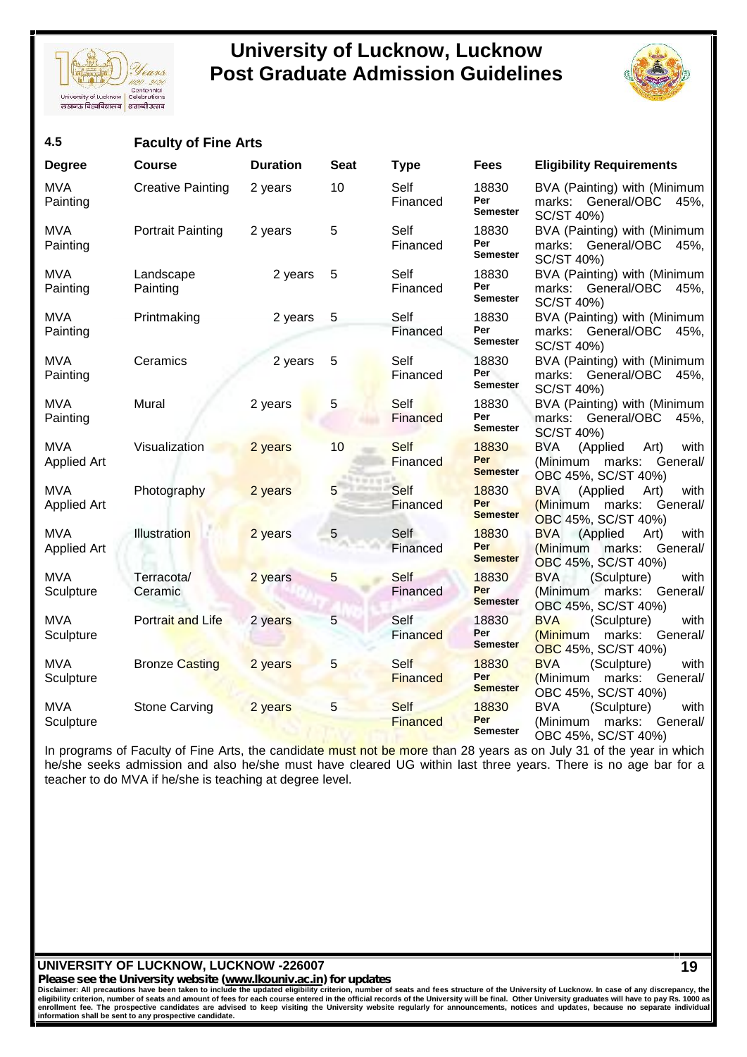## 4.5 Faculty of Fine Arts

| Degree | Course | Duration | Seat | Type | Fees | Eligibility Requirements |
|---|---|---|---|---|---|---|
| MVA Painting | Creative Painting | 2 years | 10 | Self Financed | 18830 Per Semester | BVA (Painting) with (Minimum marks: General/OBC 45%, SC/ST 40%) |
| MVA Painting | Portrait Painting | 2 years | 5 | Self Financed | 18830 Per Semester | BVA (Painting) with (Minimum marks: General/OBC 45%, SC/ST 40%) |
| MVA Painting | Landscape Painting | 2 years | 5 | Self Financed | 18830 Per Semester | BVA (Painting) with (Minimum marks: General/OBC 45%, SC/ST 40%) |
| MVA Painting | Printmaking | 2 years | 5 | Self Financed | 18830 Per Semester | BVA (Painting) with (Minimum marks: General/OBC 45%, SC/ST 40%) |
| MVA Painting | Ceramics | 2 years | 5 | Self Financed | 18830 Per Semester | BVA (Painting) with (Minimum marks: General/OBC 45%, SC/ST 40%) |
| MVA Painting | Mural | 2 years | 5 | Self Financed | 18830 Per Semester | BVA (Painting) with (Minimum marks: General/OBC 45%, SC/ST 40%) |
| MVA Applied Art | Visualization | 2 years | 10 | Self Financed | 18830 Per Semester | BVA (Applied Art) with (Minimum marks: General/ OBC 45%, SC/ST 40%) |
| MVA Applied Art | Photography | 2 years | 5 | Self Financed | 18830 Per Semester | BVA (Applied Art) with (Minimum marks: General/ OBC 45%, SC/ST 40%) |
| MVA Applied Art | Illustration | 2 years | 5 | Self Financed | 18830 Per Semester | BVA (Applied Art) with (Minimum marks: General/ OBC 45%, SC/ST 40%) |
| MVA Sculpture | Terracota/ Ceramic | 2 years | 5 | Self Financed | 18830 Per Semester | BVA (Sculpture) with (Minimum marks: General/ OBC 45%, SC/ST 40%) |
| MVA Sculpture | Portrait and Life | 2 years | 5 | Self Financed | 18830 Per Semester | BVA (Sculpture) with (Minimum marks: General/ OBC 45%, SC/ST 40%) |
| MVA Sculpture | Bronze Casting | 2 years | 5 | Self Financed | 18830 Per Semester | BVA (Sculpture) with (Minimum marks: General/ OBC 45%, SC/ST 40%) |
| MVA Sculpture | Stone Carving | 2 years | 5 | Self Financed | 18830 Per Semester | BVA (Sculpture) with (Minimum marks: General/ OBC 45%, SC/ST 40%) |

In programs of Faculty of Fine Arts, the candidate must not be more than 28 years as on July 31 of the year in which he/she seeks admission and also he/she must have cleared UG within last three years. There is no age bar for a teacher to do MVA if he/she is teaching at degree level.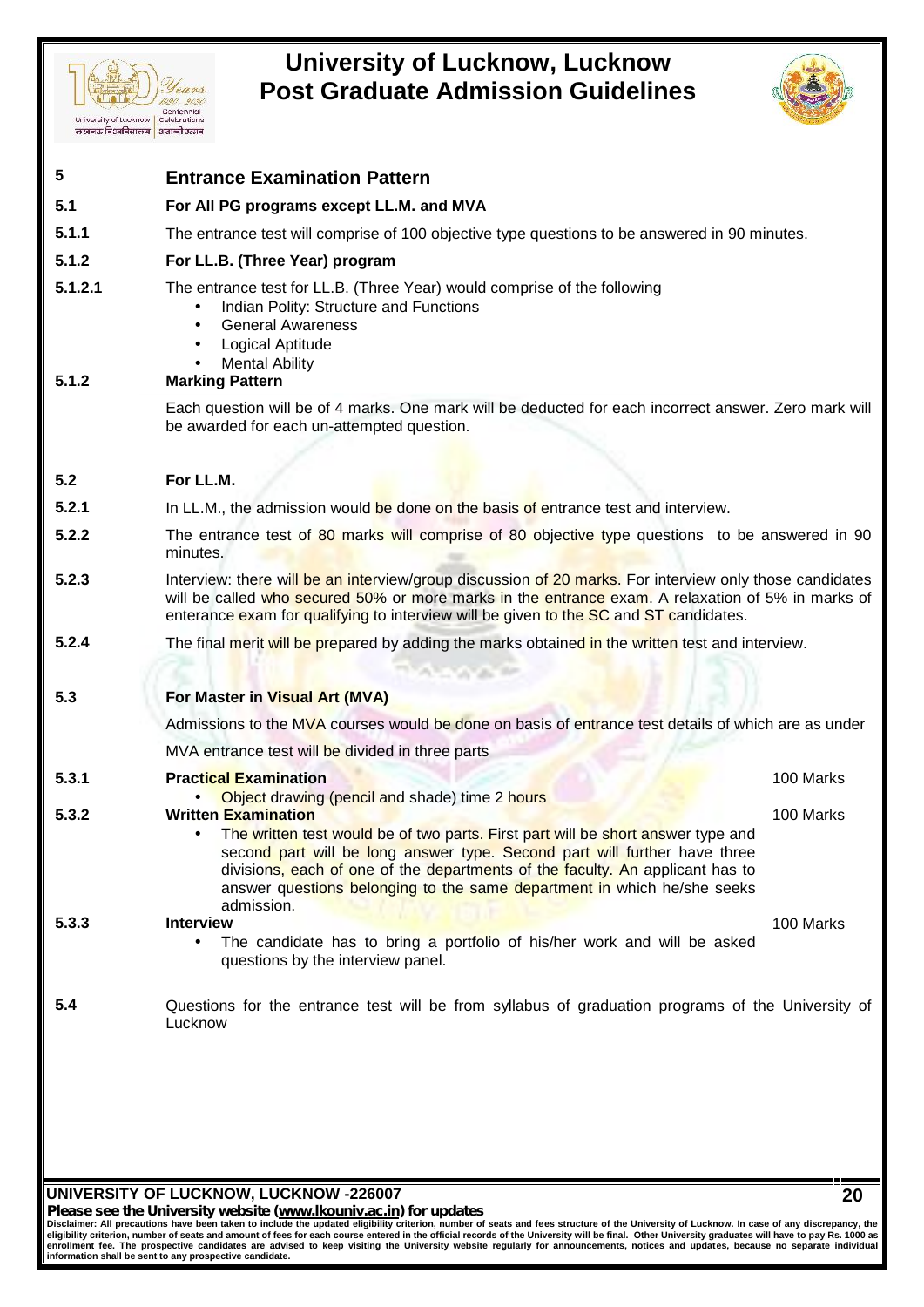## 5 Entrance Examination Pattern

### 5.1 For All PG programs except LL.M. and MVA

**5.1.1** The entrance test will comprise of 100 objective type questions to be answered in 90 minutes.

**5.1.2 For LL.B. (Three Year) program**

**5.1.2.1** The entrance test for LL.B. (Three Year) would comprise of the following

- Indian Polity: Structure and Functions
- General Awareness
- Logical Aptitude
- Mental Ability

**5.1.2 Marking Pattern**

Each question will be of 4 marks. One mark will be deducted for each incorrect answer. Zero mark will be awarded for each un-attempted question.

### 5.2 For LL.M.

**5.2.1** In LL.M., the admission would be done on the basis of entrance test and interview.

**5.2.2** The entrance test of 80 marks will comprise of 80 objective type questions to be answered in 90 minutes.

**5.2.3** Interview: there will be an interview/group discussion of 20 marks. For interview only those candidates will be called who secured 50% or more marks in the entrance exam. A relaxation of 5% in marks of enterance exam for qualifying to interview will be given to the SC and ST candidates.

**5.2.4** The final merit will be prepared by adding the marks obtained in the written test and interview.

### 5.3 For Master in Visual Art (MVA)

Admissions to the MVA courses would be done on basis of entrance test details of which are as under

MVA entrance test will be divided in three parts

**5.3.1 Practical Examination** — 100 Marks

- Object drawing (pencil and shade) time 2 hours

**5.3.2 Written Examination** — 100 Marks

- The written test would be of two parts. First part will be short answer type and second part will be long answer type. Second part will further have three divisions, each of one of the departments of the faculty. An applicant has to answer questions belonging to the same department in which he/she seeks admission.

**5.3.3 Interview** — 100 Marks

- The candidate has to bring a portfolio of his/her work and will be asked questions by the interview panel.

**5.4** Questions for the entrance test will be from syllabus of graduation programs of the University of Lucknow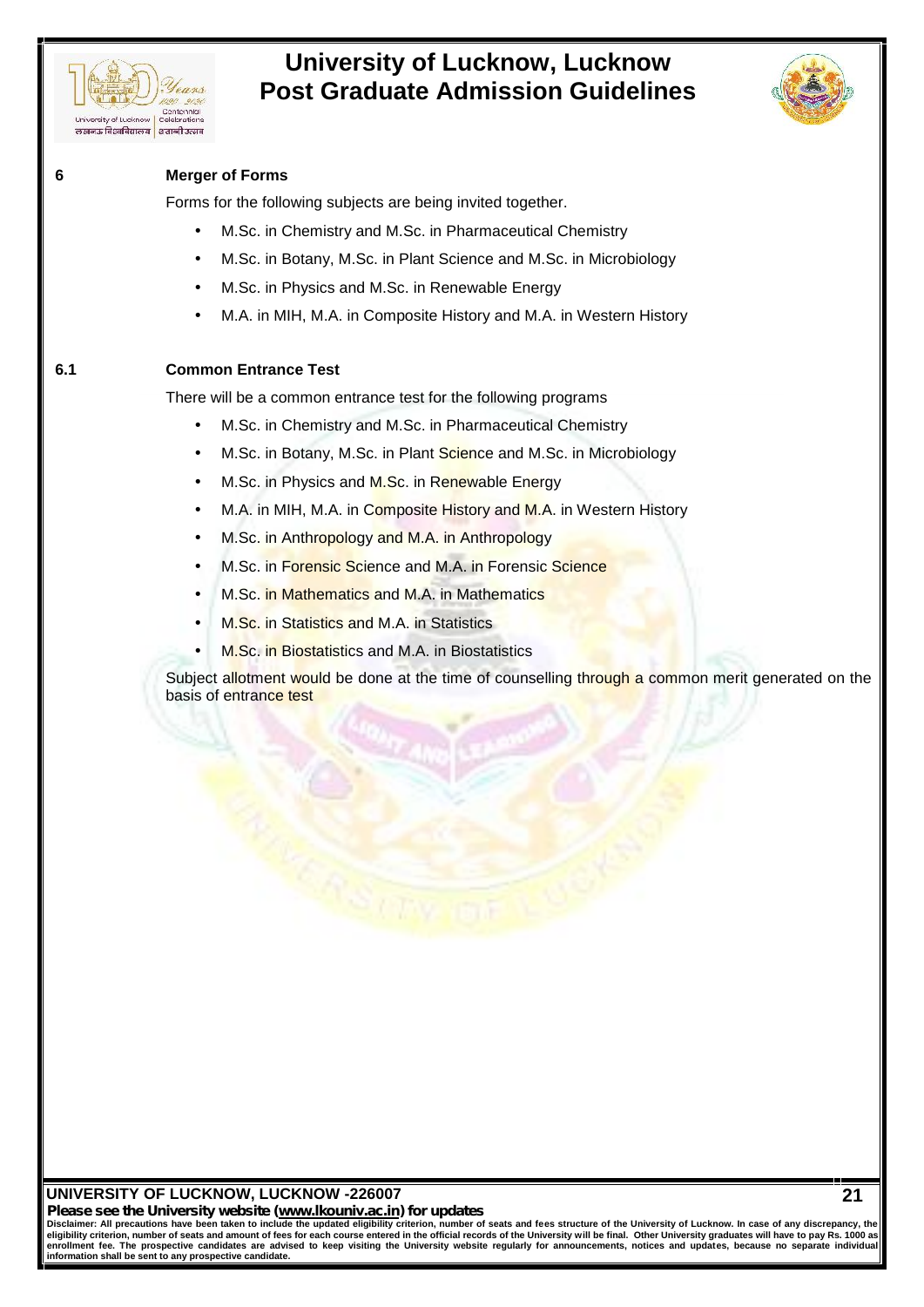## 6 Merger of Forms

Forms for the following subjects are being invited together.

- M.Sc. in Chemistry and M.Sc. in Pharmaceutical Chemistry
- M.Sc. in Botany, M.Sc. in Plant Science and M.Sc. in Microbiology
- M.Sc. in Physics and M.Sc. in Renewable Energy
- M.A. in MIH, M.A. in Composite History and M.A. in Western History

## 6.1 Common Entrance Test

There will be a common entrance test for the following programs

- M.Sc. in Chemistry and M.Sc. in Pharmaceutical Chemistry
- M.Sc. in Botany, M.Sc. in Plant Science and M.Sc. in Microbiology
- M.Sc. in Physics and M.Sc. in Renewable Energy
- M.A. in MIH, M.A. in Composite History and M.A. in Western History
- M.Sc. in Anthropology and M.A. in Anthropology
- M.Sc. in Forensic Science and M.A. in Forensic Science
- M.Sc. in Mathematics and M.A. in Mathematics
- M.Sc. in Statistics and M.A. in Statistics
- M.Sc. in Biostatistics and M.A. in Biostatistics

Subject allotment would be done at the time of counselling through a common merit generated on the basis of entrance test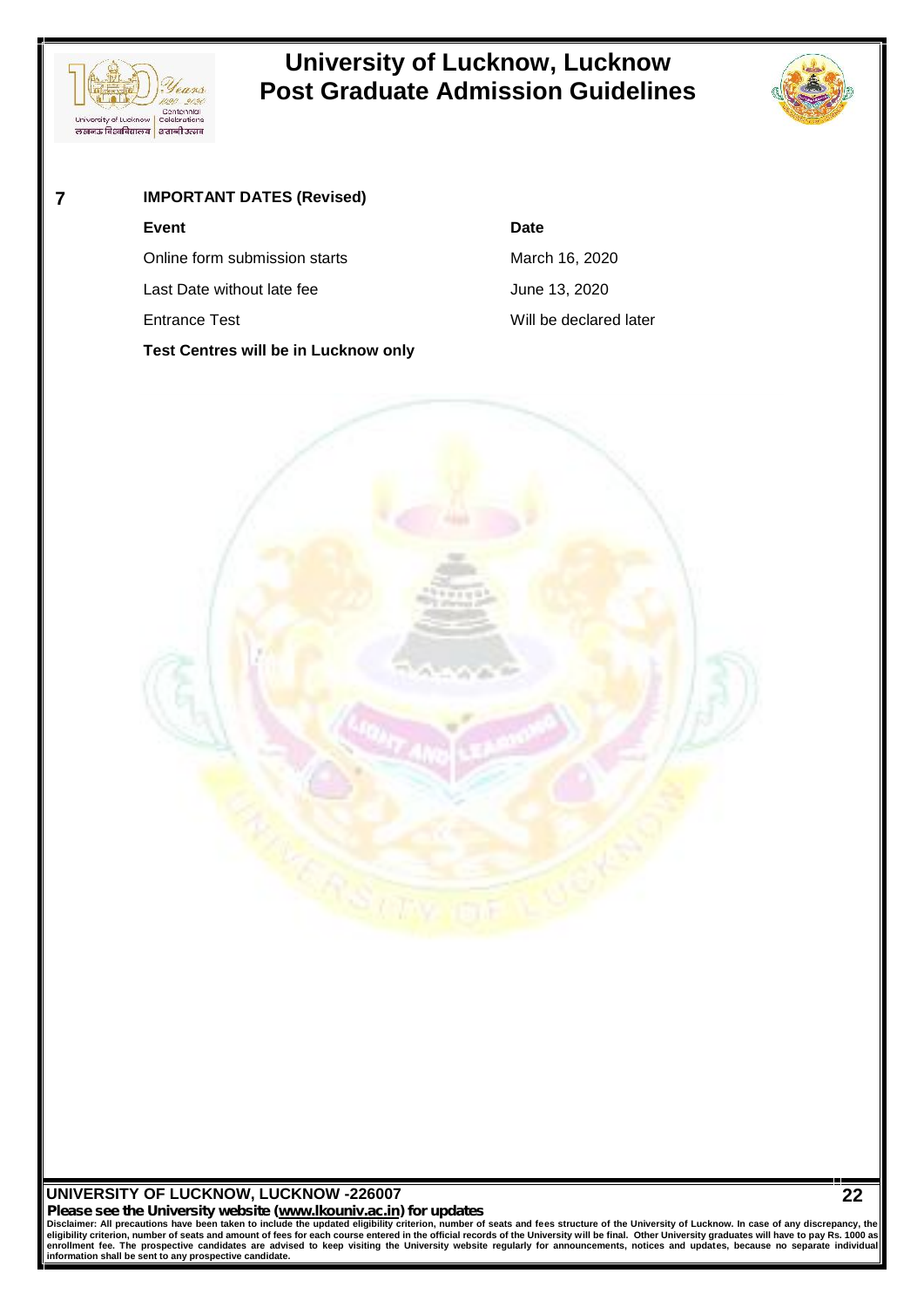## 7 IMPORTANT DATES (Revised)

| Event | Date |
|---|---|
| Online form submission starts | March 16, 2020 |
| Last Date without late fee | June 13, 2020 |
| Entrance Test | Will be declared later |

**Test Centres will be in Lucknow only**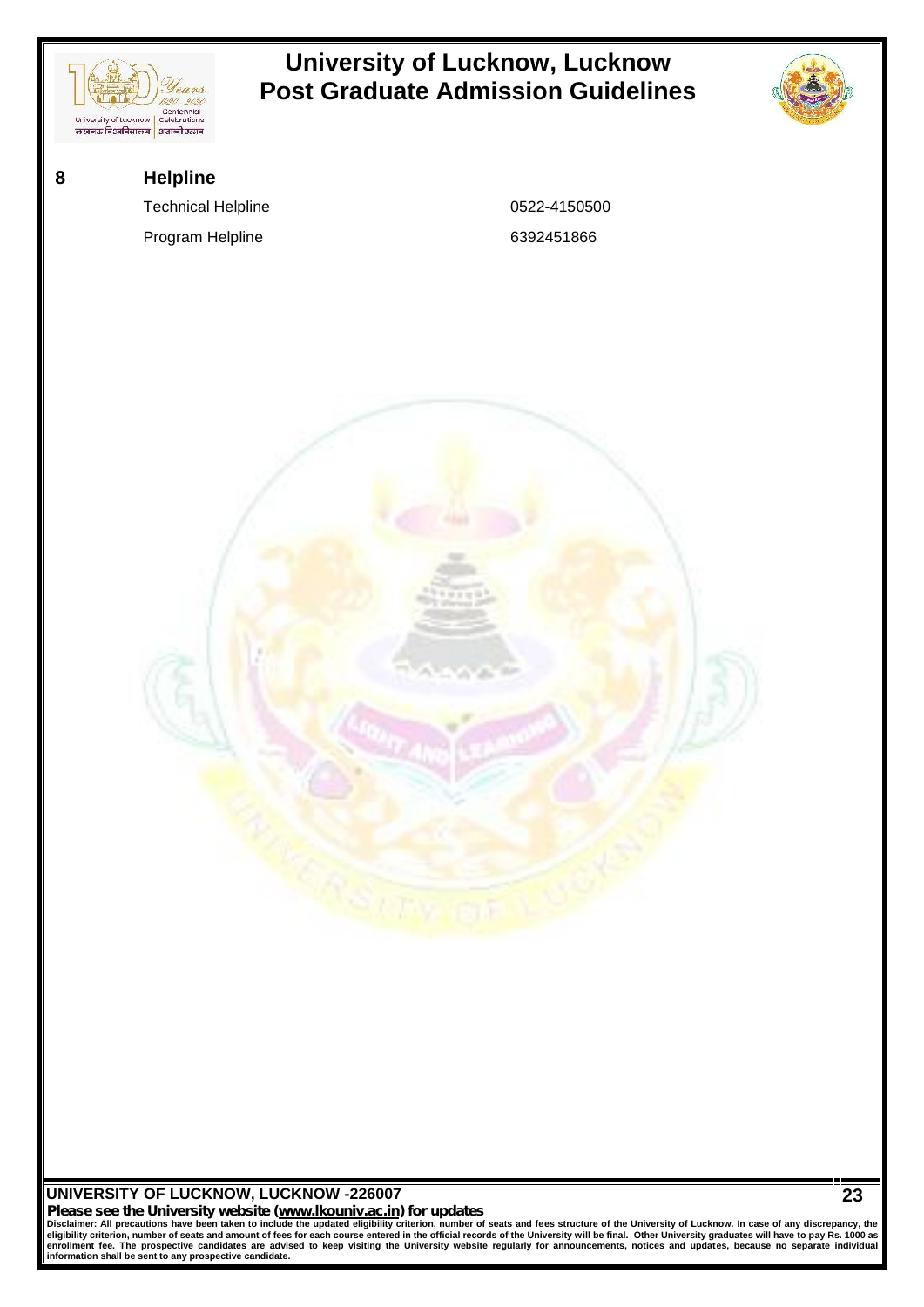## 8 Helpline

| | |
|---|---|
| Technical Helpline | 0522-4150500 |
| Program Helpline | 6392451866 |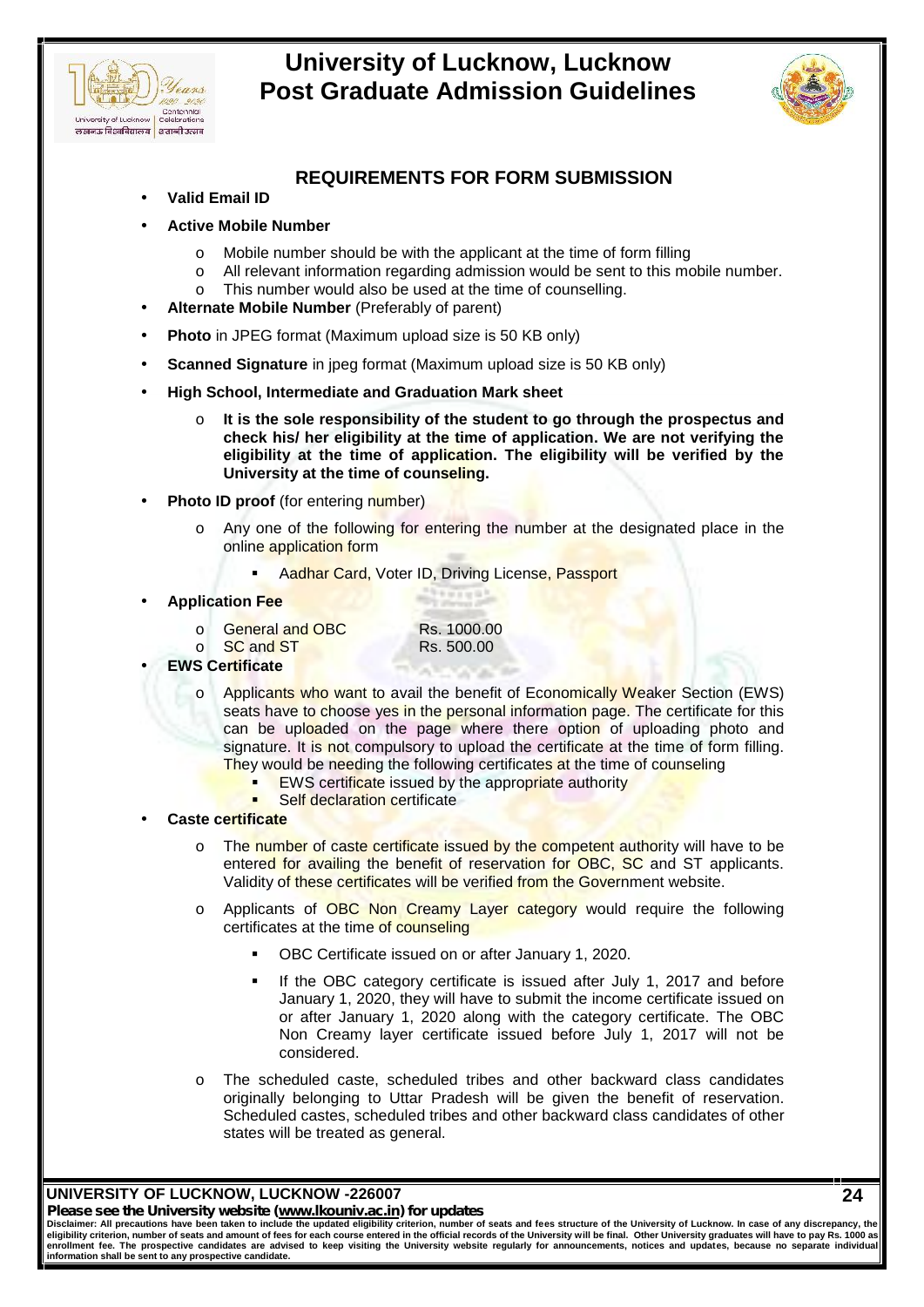## REQUIREMENTS FOR FORM SUBMISSION

- **Valid Email ID**
- **Active Mobile Number**
  - Mobile number should be with the applicant at the time of form filling
  - All relevant information regarding admission would be sent to this mobile number.
  - This number would also be used at the time of counselling.
- **Alternate Mobile Number** (Preferably of parent)
- **Photo** in JPEG format (Maximum upload size is 50 KB only)
- **Scanned Signature** in jpeg format (Maximum upload size is 50 KB only)
- **High School, Intermediate and Graduation Mark sheet**
  - **It is the sole responsibility of the student to go through the prospectus and check his/ her eligibility at the time of application. We are not verifying the eligibility at the time of application. The eligibility will be verified by the University at the time of counseling.**
- **Photo ID proof** (for entering number)
  - Any one of the following for entering the number at the designated place in the online application form
    - Aadhar Card, Voter ID, Driving License, Passport
- **Application Fee**
  - General and OBC — Rs. 1000.00
  - SC and ST — Rs. 500.00
- **EWS Certificate**
  - Applicants who want to avail the benefit of Economically Weaker Section (EWS) seats have to choose yes in the personal information page. The certificate for this can be uploaded on the page where there option of uploading photo and signature. It is not compulsory to upload the certificate at the time of form filling. They would be needing the following certificates at the time of counseling
    - EWS certificate issued by the appropriate authority
    - Self declaration certificate
- **Caste certificate**
  - The number of caste certificate issued by the competent authority will have to be entered for availing the benefit of reservation for OBC, SC and ST applicants. Validity of these certificates will be verified from the Government website.
  - Applicants of OBC Non Creamy Layer category would require the following certificates at the time of counseling
    - OBC Certificate issued on or after January 1, 2020.
    - If the OBC category certificate is issued after July 1, 2017 and before January 1, 2020, they will have to submit the income certificate issued on or after January 1, 2020 along with the category certificate. The OBC Non Creamy layer certificate issued before July 1, 2017 will not be considered.
  - The scheduled caste, scheduled tribes and other backward class candidates originally belonging to Uttar Pradesh will be given the benefit of reservation. Scheduled castes, scheduled tribes and other backward class candidates of other states will be treated as general.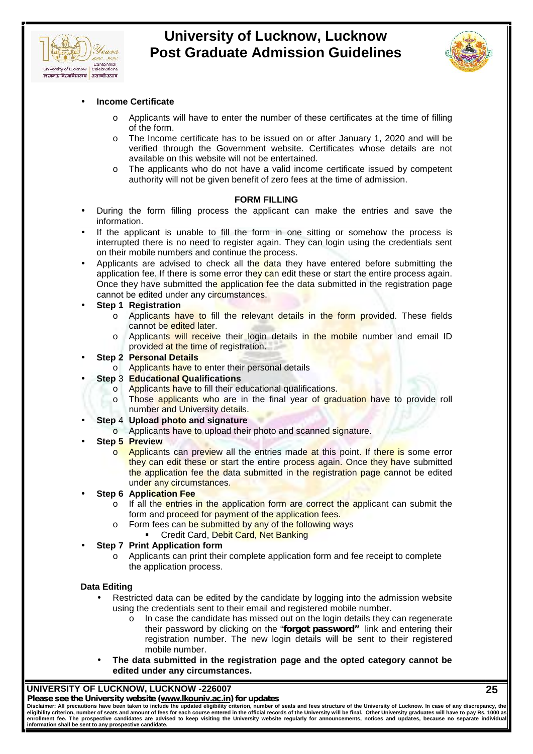- **Income Certificate**
  - Applicants will have to enter the number of these certificates at the time of filling of the form.
  - The Income certificate has to be issued on or after January 1, 2020 and will be verified through the Government website. Certificates whose details are not available on this website will not be entertained.
  - The applicants who do not have a valid income certificate issued by competent authority will not be given benefit of zero fees at the time of admission.

## FORM FILLING

- During the form filling process the applicant can make the entries and save the information.
- If the applicant is unable to fill the form in one sitting or somehow the process is interrupted there is no need to register again. They can login using the credentials sent on their mobile numbers and continue the process.
- Applicants are advised to check all the data they have entered before submitting the application fee. If there is some error they can edit these or start the entire process again. Once they have submitted the application fee the data submitted in the registration page cannot be edited under any circumstances.
- **Step 1 Registration**
  - Applicants have to fill the relevant details in the form provided. These fields cannot be edited later.
  - Applicants will receive their login details in the mobile number and email ID provided at the time of registration.
- **Step 2 Personal Details**
  - Applicants have to enter their personal details
- **Step 3 Educational Qualifications**
  - Applicants have to fill their educational qualifications.
  - Those applicants who are in the final year of graduation have to provide roll number and University details.
- **Step 4 Upload photo and signature**
  - Applicants have to upload their photo and scanned signature.
- **Step 5 Preview**
  - Applicants can preview all the entries made at this point. If there is some error they can edit these or start the entire process again. Once they have submitted the application fee the data submitted in the registration page cannot be edited under any circumstances.
- **Step 6 Application Fee**
  - If all the entries in the application form are correct the applicant can submit the form and proceed for payment of the application fees.
  - Form fees can be submitted by any of the following ways
    - Credit Card, Debit Card, Net Banking
- **Step 7 Print Application form**
  - Applicants can print their complete application form and fee receipt to complete the application process.

**Data Editing**

- Restricted data can be edited by the candidate by logging into the admission website using the credentials sent to their email and registered mobile number.
  - In case the candidate has missed out on the login details they can regenerate their password by clicking on the "**forgot password**" link and entering their registration number. The new login details will be sent to their registered mobile number.
- **The data submitted in the registration page and the opted category cannot be edited under any circumstances.**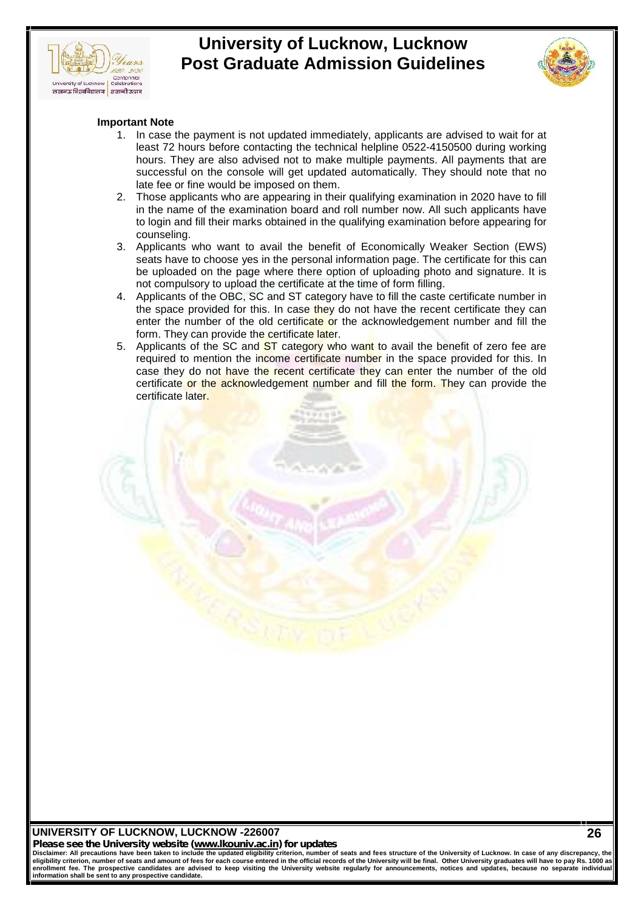**Important Note**

1. In case the payment is not updated immediately, applicants are advised to wait for at least 72 hours before contacting the technical helpline 0522-4150500 during working hours. They are also advised not to make multiple payments. All payments that are successful on the console will get updated automatically. They should note that no late fee or fine would be imposed on them.
2. Those applicants who are appearing in their qualifying examination in 2020 have to fill in the name of the examination board and roll number now. All such applicants have to login and fill their marks obtained in the qualifying examination before appearing for counseling.
3. Applicants who want to avail the benefit of Economically Weaker Section (EWS) seats have to choose yes in the personal information page. The certificate for this can be uploaded on the page where there option of uploading photo and signature. It is not compulsory to upload the certificate at the time of form filling.
4. Applicants of the OBC, SC and ST category have to fill the caste certificate number in the space provided for this. In case they do not have the recent certificate they can enter the number of the old certificate or the acknowledgement number and fill the form. They can provide the certificate later.
5. Applicants of the SC and ST category who want to avail the benefit of zero fee are required to mention the income certificate number in the space provided for this. In case they do not have the recent certificate they can enter the number of the old certificate or the acknowledgement number and fill the form. They can provide the certificate later.